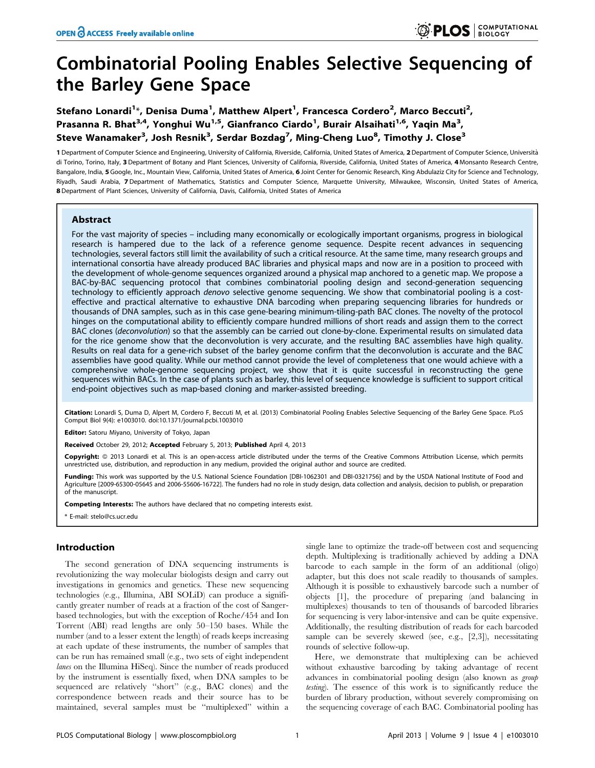# Combinatorial Pooling Enables Selective Sequencing of the Barley Gene Space

**Stefano Lonardi[1]\*, Denisa Duma[1], Matthew Alpert[1], Francesca Cordero[2], Marco Beccuti[2], Prasanna R. Bhat[3,4], Yonghui Wu[1,5], Gianfranco Ciardo[1], Burair Alsaihati[1,6], Yaqin Ma[3], Steve Wanamaker[3], Josh Resnik[3], Serdar Bozdag[7], Ming-Cheng Luo[8], Timothy J. Close[3]**

1 Department of Computer Science and Engineering, University of California, Riverside, California, United States of America, 2 Department of Computer Science, Università di Torino, Torino, Italy, 3 Department of Botany and Plant Sciences, University of California, Riverside, California, United States of America, 4 Monsanto Research Centre, Bangalore, India, 5 Google, Inc., Mountain View, California, United States of America, 6 Joint Center for Genomic Research, King Abdulaziz City for Science and Technology, Riyadh, Saudi Arabia, 7 Department of Mathematics, Statistics and Computer Science, Marquette University, Milwaukee, Wisconsin, United States of America, 8 Department of Plant Sciences, University of California, Davis, California, United States of America

## Abstract

For the vast majority of species – including many economically or ecologically important organisms, progress in biological research is hampered due to the lack of a reference genome sequence. Despite recent advances in sequencing technologies, several factors still limit the availability of such a critical resource. At the same time, many research groups and international consortia have already produced BAC libraries and physical maps and now are in a position to proceed with the development of whole-genome sequences organized around a physical map anchored to a genetic map. We propose a BAC-by-BAC sequencing protocol that combines combinatorial pooling design and second-generation sequencing technology to efficiently approach *denovo* selective genome sequencing. We show that combinatorial pooling is a cost-effective and practical alternative to exhaustive DNA barcoding when preparing sequencing libraries for hundreds or thousands of DNA samples, such as in this case gene-bearing minimum-tiling-path BAC clones. The novelty of the protocol hinges on the computational ability to efficiently compare hundred millions of short reads and assign them to the correct BAC clones (*deconvolution*) so that the assembly can be carried out clone-by-clone. Experimental results on simulated data for the rice genome show that the deconvolution is very accurate, and the resulting BAC assemblies have high quality. Results on real data for a gene-rich subset of the barley genome confirm that the deconvolution is accurate and the BAC assemblies have good quality. While our method cannot provide the level of completeness that one would achieve with a comprehensive whole-genome sequencing project, we show that it is quite successful in reconstructing the gene sequences within BACs. In the case of plants such as barley, this level of sequence knowledge is sufficient to support critical end-point objectives such as map-based cloning and marker-assisted breeding.

**Citation:** Lonardi S, Duma D, Alpert M, Cordero F, Beccuti M, et al. (2013) Combinatorial Pooling Enables Selective Sequencing of the Barley Gene Space. PLoS Comput Biol 9(4): e1003010. doi:10.1371/journal.pcbi.1003010

**Editor:** Satoru Miyano, University of Tokyo, Japan

**Received** October 29, 2012; **Accepted** February 5, 2013; **Published** April 4, 2013

**Copyright:** © 2013 Lonardi et al. This is an open-access article distributed under the terms of the Creative Commons Attribution License, which permits unrestricted use, distribution, and reproduction in any medium, provided the original author and source are credited.

**Funding:** This work was supported by the U.S. National Science Foundation [DBI-1062301 and DBI-0321756] and by the USDA National Institute of Food and Agriculture [2009-65300-05645 and 2006-55606-16722]. The funders had no role in study design, data collection and analysis, decision to publish, or preparation of the manuscript.

**Competing Interests:** The authors have declared that no competing interests exist.

\* E-mail: stelo@cs.ucr.edu

## Introduction

The second generation of DNA sequencing instruments is revolutionizing the way molecular biologists design and carry out investigations in genomics and genetics. These new sequencing technologies (e.g., Illumina, ABI SOLiD) can produce a significantly greater number of reads at a fraction of the cost of Sanger-based technologies, but with the exception of Roche/454 and Ion Torrent (ABI) read lengths are only 50–150 bases. While the number (and to a lesser extent the length) of reads keeps increasing at each update of these instruments, the number of samples that can be run has remained small (e.g., two sets of eight independent *lanes* on the Illumina HiSeq). Since the number of reads produced by the instrument is essentially fixed, when DNA samples to be sequenced are relatively "short" (e.g., BAC clones) and the correspondence between reads and their source has to be maintained, several samples must be "multiplexed" within a single lane to optimize the trade-off between cost and sequencing depth. Multiplexing is traditionally achieved by adding a DNA barcode to each sample in the form of an additional (oligo) adapter, but this does not scale readily to thousands of samples. Although it is possible to exhaustively barcode such a number of objects [1], the procedure of preparing (and balancing in multiplexes) thousands to ten of thousands of barcoded libraries for sequencing is very labor-intensive and can be quite expensive. Additionally, the resulting distribution of reads for each barcoded sample can be severely skewed (see, e.g., [2,3]), necessitating rounds of selective follow-up.

Here, we demonstrate that multiplexing can be achieved without exhaustive barcoding by taking advantage of recent advances in combinatorial pooling design (also known as *group testing*). The essence of this work is to significantly reduce the burden of library production, without severely compromising on the sequencing coverage of each BAC. Combinatorial pooling has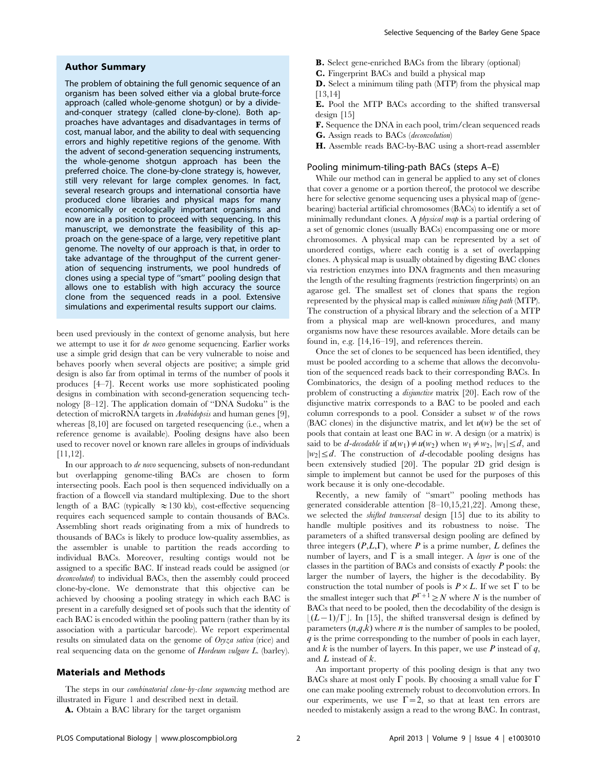## Author Summary

The problem of obtaining the full genomic sequence of an organism has been solved either via a global brute-force approach (called whole-genome shotgun) or by a divide-and-conquer strategy (called clone-by-clone). Both approaches have advantages and disadvantages in terms of cost, manual labor, and the ability to deal with sequencing errors and highly repetitive regions of the genome. With the advent of second-generation sequencing instruments, the whole-genome shotgun approach has been the preferred choice. The clone-by-clone strategy is, however, still very relevant for large complex genomes. In fact, several research groups and international consortia have produced clone libraries and physical maps for many economically or ecologically important organisms and now are in a position to proceed with sequencing. In this manuscript, we demonstrate the feasibility of this approach on the gene-space of a large, very repetitive plant genome. The novelty of our approach is that, in order to take advantage of the throughput of the current generation of sequencing instruments, we pool hundreds of clones using a special type of "smart" pooling design that allows one to establish with high accuracy the source clone from the sequenced reads in a pool. Extensive simulations and experimental results support our claims.

been used previously in the context of genome analysis, but here we attempt to use it for *de novo* genome sequencing. Earlier works use a simple grid design that can be very vulnerable to noise and behaves poorly when several objects are positive; a simple grid design is also far from optimal in terms of the number of pools it produces [4–7]. Recent works use more sophisticated pooling designs in combination with second-generation sequencing technology [8–12]. The application domain of "DNA Sudoku" is the detection of microRNA targets in *Arabidopsis* and human genes [9], whereas [8,10] are focused on targeted resequencing (i.e., when a reference genome is available). Pooling designs have also been used to recover novel or known rare alleles in groups of individuals [11,12].

In our approach to *de novo* sequencing, subsets of non-redundant but overlapping genome-tiling BACs are chosen to form intersecting pools. Each pool is then sequenced individually on a fraction of a flowcell via standard multiplexing. Due to the short length of a BAC (typically $\approx$130 kb), cost-effective sequencing requires each sequenced sample to contain thousands of BACs. Assembling short reads originating from a mix of hundreds to thousands of BACs is likely to produce low-quality assemblies, as the assembler is unable to partition the reads according to individual BACs. Moreover, resulting contigs would not be assigned to a specific BAC. If instead reads could be assigned (or *deconvoluted*) to individual BACs, then the assembly could proceed clone-by-clone. We demonstrate that this objective can be achieved by choosing a pooling strategy in which each BAC is present in a carefully designed set of pools such that the identity of each BAC is encoded within the pooling pattern (rather than by its association with a particular barcode). We report experimental results on simulated data on the genome of *Oryza sativa* (rice) and real sequencing data on the genome of *Hordeum vulgare L.* (barley).

## Materials and Methods

The steps in our *combinatorial clone-by-clone sequencing* method are illustrated in Figure 1 and described next in detail.

**A.** Obtain a BAC library for the target organism

**B.** Select gene-enriched BACs from the library (optional)

**C.** Fingerprint BACs and build a physical map

**D.** Select a minimum tiling path (MTP) from the physical map [13,14]

**E.** Pool the MTP BACs according to the shifted transversal design [15]

**F.** Sequence the DNA in each pool, trim/clean sequenced reads

**G.** Assign reads to BACs (*deconvolution*)

**H.** Assemble reads BAC-by-BAC using a short-read assembler

### Pooling minimum-tiling-path BACs (steps A–E)

While our method can in general be applied to any set of clones that cover a genome or a portion thereof, the protocol we describe here for selective genome sequencing uses a physical map of (gene-bearing) bacterial artificial chromosomes (BACs) to identify a set of minimally redundant clones. A *physical map* is a partial ordering of a set of genomic clones (usually BACs) encompassing one or more chromosomes. A physical map can be represented by a set of unordered contigs, where each contig is a set of overlapping clones. A physical map is usually obtained by digesting BAC clones via restriction enzymes into DNA fragments and then measuring the length of the resulting fragments (restriction fingerprints) on an agarose gel. The smallest set of clones that spans the region represented by the physical map is called *minimum tiling path* (MTP). The construction of a physical library and the selection of a MTP from a physical map are well-known procedures, and many organisms now have these resources available. More details can be found in, e.g. [14,16–19], and references therein.

Once the set of clones to be sequenced has been identified, they must be pooled according to a scheme that allows the deconvolution of the sequenced reads back to their corresponding BACs. In Combinatorics, the design of a pooling method reduces to the problem of constructing a *disjunctive* matrix [20]. Each row of the disjunctive matrix corresponds to a BAC to be pooled and each column corresponds to a pool. Consider a subset $w$ of the rows (BAC clones) in the disjunctive matrix, and let $u(w)$ be the set of pools that contain at least one BAC in $w$. A design (or a matrix) is said to be $d$-*decodable* if $u(w_1) \neq u(w_2)$ when $w_1 \neq w_2$, $|w_1| \leq d$, and $|w_2| \leq d$. The construction of $d$-decodable pooling designs has been extensively studied [20]. The popular 2D grid design is simple to implement but cannot be used for the purposes of this work because it is only one-decodable.

Recently, a new family of "smart" pooling methods has generated considerable attention [8–10,15,21,22]. Among these, we selected the *shifted transversal* design [15] due to its ability to handle multiple positives and its robustness to noise. The parameters of a shifted transversal design pooling are defined by three integers $(P,L,\Gamma)$, where $P$ is a prime number, $L$ defines the number of layers, and $\Gamma$ is a small integer. A *layer* is one of the classes in the partition of BACs and consists of exactly $P$ pools: the larger the number of layers, the higher is the decodability. By construction the total number of pools is $P \times L$. If we set $\Gamma$ to be the smallest integer such that $P^{\Gamma+1} \geq N$ where $N$ is the number of BACs that need to be pooled, then the decodability of the design is $\lfloor (L-1)/\Gamma \rfloor$. In [15], the shifted transversal design is defined by parameters $(n,q,k)$ where $n$ is the number of samples to be pooled, $q$ is the prime corresponding to the number of pools in each layer, and $k$ is the number of layers. In this paper, we use $P$ instead of $q$, and $L$ instead of $k$.

An important property of this pooling design is that any two BACs share at most only $\Gamma$ pools. By choosing a small value for $\Gamma$ one can make pooling extremely robust to deconvolution errors. In our experiments, we use $\Gamma = 2$, so that at least ten errors are needed to mistakenly assign a read to the wrong BAC. In contrast,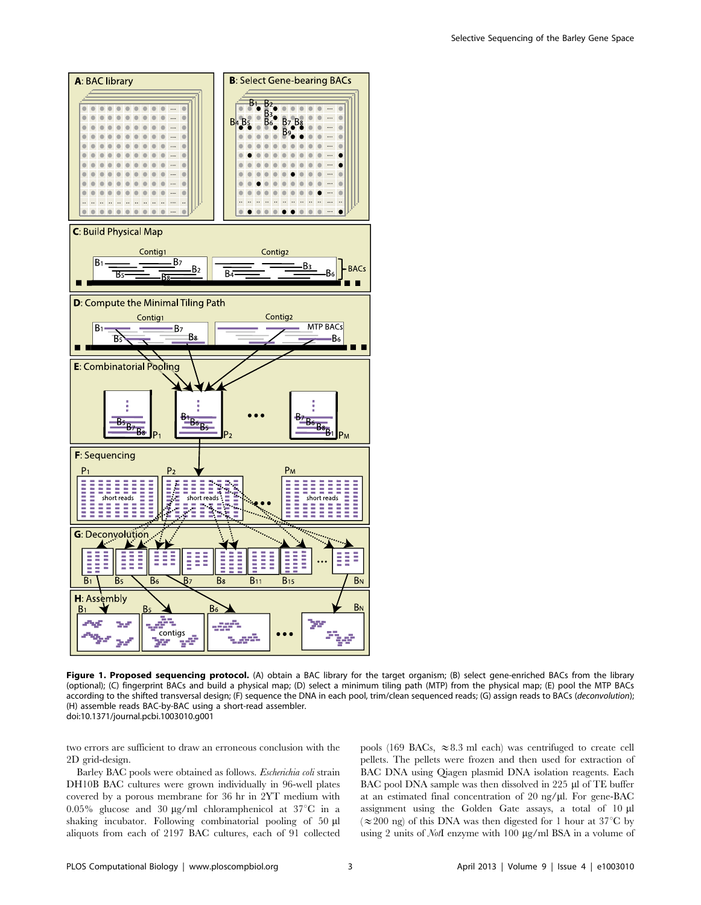**Figure 1. Proposed sequencing protocol.** (A) obtain a BAC library for the target organism; (B) select gene-enriched BACs from the library (optional); (C) fingerprint BACs and build a physical map; (D) select a minimum tiling path (MTP) from the physical map; (E) pool the MTP BACs according to the shifted transversal design; (F) sequence the DNA in each pool, trim/clean sequenced reads; (G) assign reads to BACs (*deconvolution*); (H) assemble reads BAC-by-BAC using a short-read assembler.
doi:10.1371/journal.pcbi.1003010.g001

two errors are sufficient to draw an erroneous conclusion with the 2D grid-design.

Barley BAC pools were obtained as follows. *Escherichia coli* strain DH10B BAC cultures were grown individually in 96-well plates covered by a porous membrane for 36 hr in 2YT medium with 0.05% glucose and 30 µg/ml chloramphenicol at 37°C in a shaking incubator. Following combinatorial pooling of 50 µl aliquots from each of 2197 BAC cultures, each of 91 collected pools (169 BACs, ≈8.3 ml each) was centrifuged to create cell pellets. The pellets were frozen and then used for extraction of BAC DNA using Qiagen plasmid DNA isolation reagents. Each BAC pool DNA sample was then dissolved in 225 µl of TE buffer at an estimated final concentration of 20 ng/µl. For gene-BAC assignment using the Golden Gate assays, a total of 10 µl (≈200 ng) of this DNA was then digested for 1 hour at 37°C by using 2 units of *Not*I enzyme with 100 µg/ml BSA in a volume of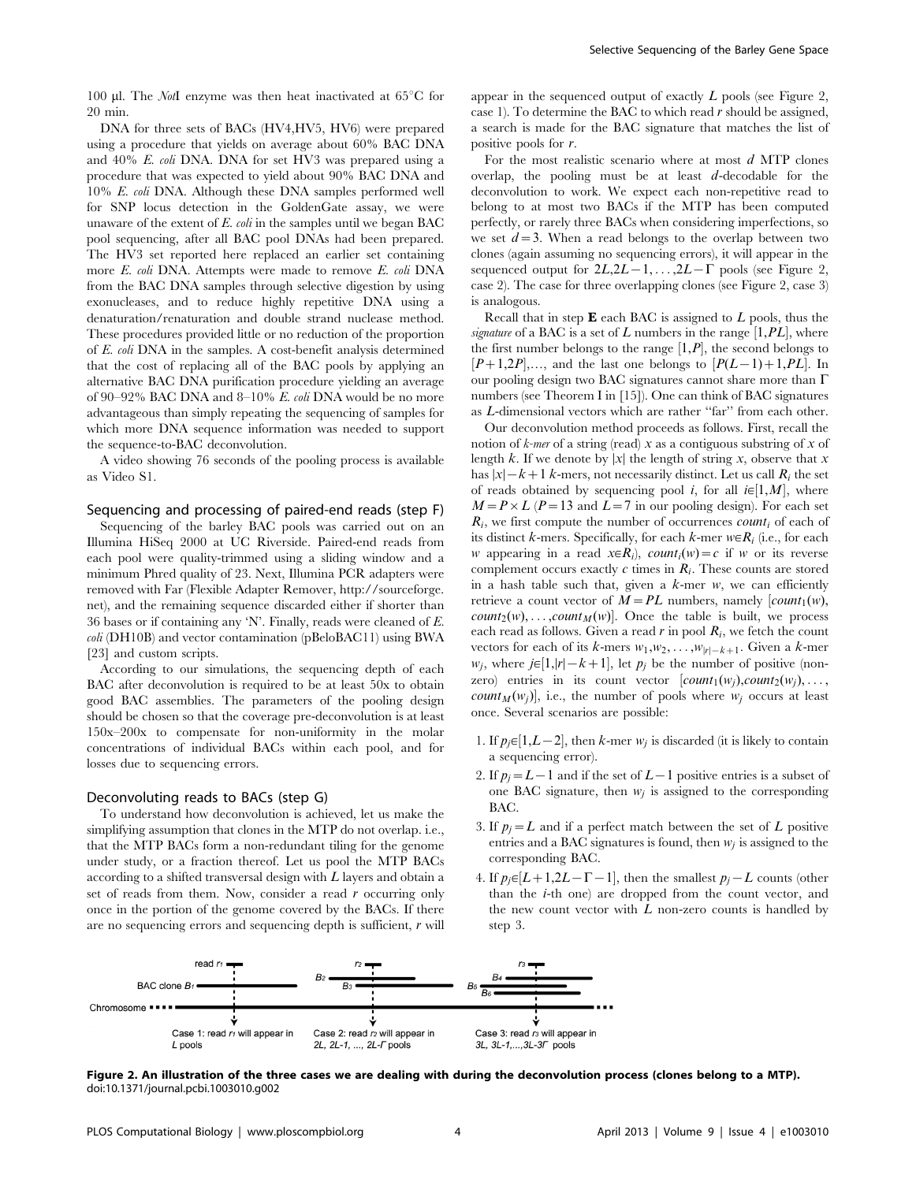100 μl. The *Not*I enzyme was then heat inactivated at 65°C for 20 min.

DNA for three sets of BACs (HV4,HV5, HV6) were prepared using a procedure that yields on average about 60% BAC DNA and 40% *E. coli* DNA. DNA for set HV3 was prepared using a procedure that was expected to yield about 90% BAC DNA and 10% *E. coli* DNA. Although these DNA samples performed well for SNP locus detection in the GoldenGate assay, we were unaware of the extent of *E. coli* in the samples until we began BAC pool sequencing, after all BAC pool DNAs had been prepared. The HV3 set reported here replaced an earlier set containing more *E. coli* DNA. Attempts were made to remove *E. coli* DNA from the BAC DNA samples through selective digestion by using exonucleases, and to reduce highly repetitive DNA using a denaturation/renaturation and double strand nuclease method. These procedures provided little or no reduction of the proportion of *E. coli* DNA in the samples. A cost-benefit analysis determined that the cost of replacing all of the BAC pools by applying an alternative BAC DNA purification procedure yielding an average of 90–92% BAC DNA and 8–10% *E. coli* DNA would be no more advantageous than simply repeating the sequencing of samples for which more DNA sequence information was needed to support the sequence-to-BAC deconvolution.

A video showing 76 seconds of the pooling process is available as Video S1.

### Sequencing and processing of paired-end reads (step F)

Sequencing of the barley BAC pools was carried out on an Illumina HiSeq 2000 at UC Riverside. Paired-end reads from each pool were quality-trimmed using a sliding window and a minimum Phred quality of 23. Next, Illumina PCR adapters were removed with Far (Flexible Adapter Remover, http://sourceforge.net), and the remaining sequence discarded either if shorter than 36 bases or if containing any 'N'. Finally, reads were cleaned of *E. coli* (DH10B) and vector contamination (pBeloBAC11) using BWA [23] and custom scripts.

According to our simulations, the sequencing depth of each BAC after deconvolution is required to be at least 50x to obtain good BAC assemblies. The parameters of the pooling design should be chosen so that the coverage pre-deconvolution is at least 150x–200x to compensate for non-uniformity in the molar concentrations of individual BACs within each pool, and for losses due to sequencing errors.

### Deconvoluting reads to BACs (step G)

To understand how deconvolution is achieved, let us make the simplifying assumption that clones in the MTP do not overlap. i.e., that the MTP BACs form a non-redundant tiling for the genome under study, or a fraction thereof. Let us pool the MTP BACs according to a shifted transversal design with $L$ layers and obtain a set of reads from them. Now, consider a read $r$ occurring only once in the portion of the genome covered by the BACs. If there are no sequencing errors and sequencing depth is sufficient, $r$ will appear in the sequenced output of exactly $L$ pools (see Figure 2, case 1). To determine the BAC to which read $r$ should be assigned, a search is made for the BAC signature that matches the list of positive pools for $r$.

For the most realistic scenario where at most $d$ MTP clones overlap, the pooling must be at least $d$-decodable for the deconvolution to work. We expect each non-repetitive read to belong to at most two BACs if the MTP has been computed perfectly, or rarely three BACs when considering imperfections, so we set $d=3$. When a read belongs to the overlap between two clones (again assuming no sequencing errors), it will appear in the sequenced output for $2L, 2L-1, \ldots, 2L-\Gamma$ pools (see Figure 2, case 2). The case for three overlapping clones (see Figure 2, case 3) is analogous.

Recall that in step **E** each BAC is assigned to $L$ pools, thus the *signature* of a BAC is a set of $L$ numbers in the range $[1,PL]$, where the first number belongs to the range $[1,P]$, the second belongs to $[P+1,2P]$,..., and the last one belongs to $[P(L-1)+1,PL]$. In our pooling design two BAC signatures cannot share more than $\Gamma$ numbers (see Theorem I in [15]). One can think of BAC signatures as $L$-dimensional vectors which are rather "far" from each other.

Our deconvolution method proceeds as follows. First, recall the notion of *k-mer* of a string (read) $x$ as a contiguous substring of $x$ of length $k$. If we denote by $|x|$ the length of string $x$, observe that $x$ has $|x|-k+1$ $k$-mers, not necessarily distinct. Let us call $R_i$ the set of reads obtained by sequencing pool $i$, for all $i \in [1,M]$, where $M = P \times L$ ($P=13$ and $L=7$ in our pooling design). For each set $R_i$, we first compute the number of occurrences $count_i$ of each of its distinct $k$-mers. Specifically, for each $k$-mer $w \in R_i$ (i.e., for each $w$ appearing in a read $x \in R_i$), $count_i(w)=c$ if $w$ or its reverse complement occurs exactly $c$ times in $R_i$. These counts are stored in a hash table such that, given a $k$-mer $w$, we can efficiently retrieve a count vector of $M=PL$ numbers, namely $[count_1(w), count_2(w), \ldots, count_M(w)]$. Once the table is built, we process each read as follows. Given a read $r$ in pool $R_i$, we fetch the count vectors for each of its $k$-mers $w_1, w_2, \ldots, w_{|r|-k+1}$. Given a $k$-mer $w_j$, where $j \in [1,|r|-k+1]$, let $p_j$ be the number of positive (non-zero) entries in its count vector $[count_1(w_j), count_2(w_j), \ldots, count_M(w_j)]$, i.e., the number of pools where $w_j$ occurs at least once. Several scenarios are possible:

1. If $p_j \in [1,L-2]$, then $k$-mer $w_j$ is discarded (it is likely to contain a sequencing error).
2. If $p_j = L-1$ and if the set of $L-1$ positive entries is a subset of one BAC signature, then $w_j$ is assigned to the corresponding BAC.
3. If $p_j = L$ and if a perfect match between the set of $L$ positive entries and a BAC signatures is found, then $w_j$ is assigned to the corresponding BAC.
4. If $p_j \in [L+1, 2L-\Gamma-1]$, then the smallest $p_j - L$ counts (other than the $i$-th one) are dropped from the count vector, and the new count vector with $L$ non-zero counts is handled by step 3.

**Figure 2. An illustration of the three cases we are dealing with during the deconvolution process (clones belong to a MTP).** doi:10.1371/journal.pcbi.1003010.g002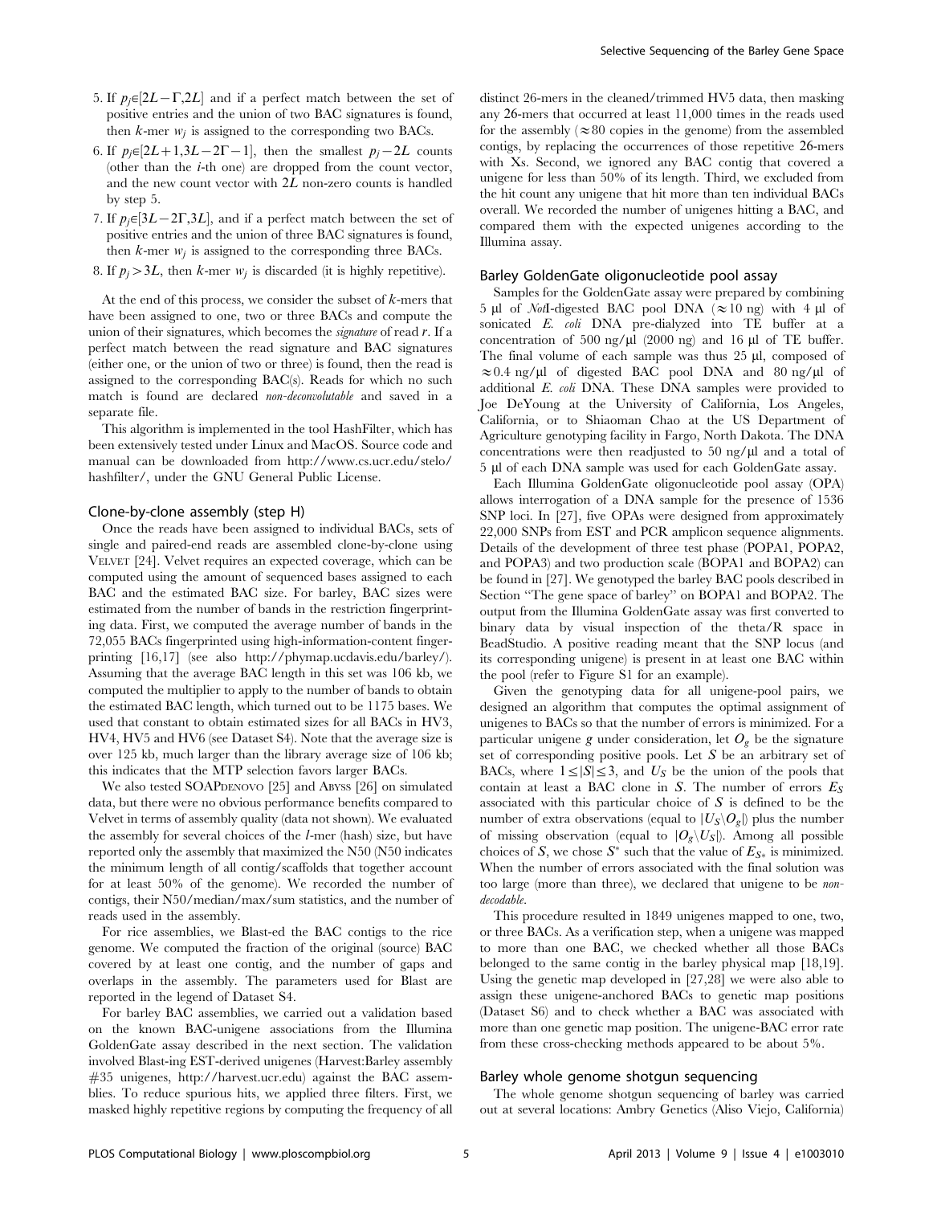5. If $p_j \in [2L-\Gamma, 2L]$ and if a perfect match between the set of positive entries and the union of two BAC signatures is found, then $k$-mer $w_j$ is assigned to the corresponding two BACs.
6. If $p_j \in [2L+1, 3L-2\Gamma-1]$, then the smallest $p_j - 2L$ counts (other than the $i$-th one) are dropped from the count vector, and the new count vector with $2L$ non-zero counts is handled by step 5.
7. If $p_j \in [3L-2\Gamma, 3L]$, and if a perfect match between the set of positive entries and the union of three BAC signatures is found, then $k$-mer $w_j$ is assigned to the corresponding three BACs.
8. If $p_j > 3L$, then $k$-mer $w_j$ is discarded (it is highly repetitive).

At the end of this process, we consider the subset of $k$-mers that have been assigned to one, two or three BACs and compute the union of their signatures, which becomes the *signature* of read $r$. If a perfect match between the read signature and BAC signatures (either one, or the union of two or three) is found, then the read is assigned to the corresponding BAC(s). Reads for which no such match is found are declared *non-deconvolutable* and saved in a separate file.

This algorithm is implemented in the tool HashFilter, which has been extensively tested under Linux and MacOS. Source code and manual can be downloaded from http://www.cs.ucr.edu/stelo/hashfilter/, under the GNU General Public License.

## Clone-by-clone assembly (step H)

Once the reads have been assigned to individual BACs, sets of single and paired-end reads are assembled clone-by-clone using Velvet [24]. Velvet requires an expected coverage, which can be computed using the amount of sequenced bases assigned to each BAC and the estimated BAC size. For barley, BAC sizes were estimated from the number of bands in the restriction fingerprinting data. First, we computed the average number of bands in the 72,055 BACs fingerprinted using high-information-content fingerprinting [16,17] (see also http://phymap.ucdavis.edu/barley/). Assuming that the average BAC length in this set was 106 kb, we computed the multiplier to apply to the number of bands to obtain the estimated BAC length, which turned out to be 1175 bases. We used that constant to obtain estimated sizes for all BACs in HV3, HV4, HV5 and HV6 (see Dataset S4). Note that the average size is over 125 kb, much larger than the library average size of 106 kb; this indicates that the MTP selection favors larger BACs.

We also tested SOAPdenovo [25] and Abyss [26] on simulated data, but there were no obvious performance benefits compared to Velvet in terms of assembly quality (data not shown). We evaluated the assembly for several choices of the $l$-mer (hash) size, but have reported only the assembly that maximized the N50 (N50 indicates the minimum length of all contig/scaffolds that together account for at least 50% of the genome). We recorded the number of contigs, their N50/median/max/sum statistics, and the number of reads used in the assembly.

For rice assemblies, we Blast-ed the BAC contigs to the rice genome. We computed the fraction of the original (source) BAC covered by at least one contig, and the number of gaps and overlaps in the assembly. The parameters used for Blast are reported in the legend of Dataset S4.

For barley BAC assemblies, we carried out a validation based on the known BAC-unigene associations from the Illumina GoldenGate assay described in the next section. The validation involved Blast-ing EST-derived unigenes (Harvest:Barley assembly #35 unigenes, http://harvest.ucr.edu) against the BAC assemblies. To reduce spurious hits, we applied three filters. First, we masked highly repetitive regions by computing the frequency of all distinct 26-mers in the cleaned/trimmed HV5 data, then masking any 26-mers that occurred at least 11,000 times in the reads used for the assembly ($\approx$80 copies in the genome) from the assembled contigs, by replacing the occurrences of those repetitive 26-mers with Xs. Second, we ignored any BAC contig that covered a unigene for less than 50% of its length. Third, we excluded from the hit count any unigene that hit more than ten individual BACs overall. We recorded the number of unigenes hitting a BAC, and compared them with the expected unigenes according to the Illumina assay.

## Barley GoldenGate oligonucleotide pool assay

Samples for the GoldenGate assay were prepared by combining 5 µl of *Not*I-digested BAC pool DNA ($\approx$10 ng) with 4 µl of sonicated *E. coli* DNA pre-dialyzed into TE buffer at a concentration of 500 ng/µl (2000 ng) and 16 µl of TE buffer. The final volume of each sample was thus 25 µl, composed of $\approx$0.4 ng/µl of digested BAC pool DNA and 80 ng/µl of additional *E. coli* DNA. These DNA samples were provided to Joe DeYoung at the University of California, Los Angeles, California, or to Shiaoman Chao at the US Department of Agriculture genotyping facility in Fargo, North Dakota. The DNA concentrations were then readjusted to 50 ng/µl and a total of 5 µl of each DNA sample was used for each GoldenGate assay.

Each Illumina GoldenGate oligonucleotide pool assay (OPA) allows interrogation of a DNA sample for the presence of 1536 SNP loci. In [27], five OPAs were designed from approximately 22,000 SNPs from EST and PCR amplicon sequence alignments. Details of the development of three test phase (POPA1, POPA2, and POPA3) and two production scale (BOPA1 and BOPA2) can be found in [27]. We genotyped the barley BAC pools described in Section "The gene space of barley" on BOPA1 and BOPA2. The output from the Illumina GoldenGate assay was first converted to binary data by visual inspection of the theta/R space in BeadStudio. A positive reading meant that the SNP locus (and its corresponding unigene) is present in at least one BAC within the pool (refer to Figure S1 for an example).

Given the genotyping data for all unigene-pool pairs, we designed an algorithm that computes the optimal assignment of unigenes to BACs so that the number of errors is minimized. For a particular unigene $g$ under consideration, let $O_g$ be the signature set of corresponding positive pools. Let $S$ be an arbitrary set of BACs, where $1 \leq |S| \leq 3$, and $U_S$ be the union of the pools that contain at least a BAC clone in $S$. The number of errors $E_S$ associated with this particular choice of $S$ is defined to be the number of extra observations (equal to $|U_S \backslash O_g|$) plus the number of missing observation (equal to $|O_g \backslash U_S|$). Among all possible choices of $S$, we chose $S^*$ such that the value of $E_{S^*}$ is minimized. When the number of errors associated with the final solution was too large (more than three), we declared that unigene to be *non-decodable*.

This procedure resulted in 1849 unigenes mapped to one, two, or three BACs. As a verification step, when a unigene was mapped to more than one BAC, we checked whether all those BACs belonged to the same contig in the barley physical map [18,19]. Using the genetic map developed in [27,28] we were also able to assign these unigene-anchored BACs to genetic map positions (Dataset S6) and to check whether a BAC was associated with more than one genetic map position. The unigene-BAC error rate from these cross-checking methods appeared to be about 5%.

## Barley whole genome shotgun sequencing

The whole genome shotgun sequencing of barley was carried out at several locations: Ambry Genetics (Aliso Viejo, California)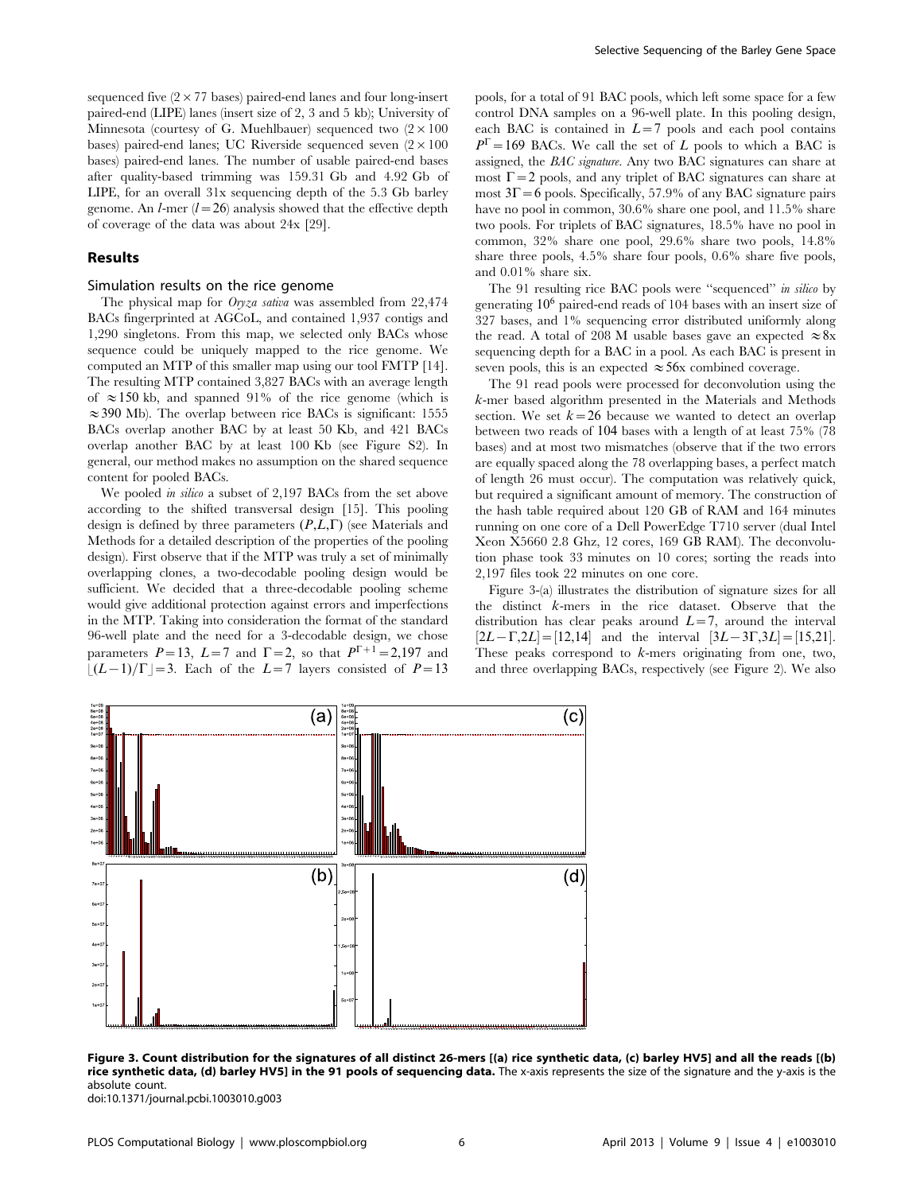sequenced five ($2 \times 77$ bases) paired-end lanes and four long-insert paired-end (LIPE) lanes (insert size of 2, 3 and 5 kb); University of Minnesota (courtesy of G. Muehlbauer) sequenced two ($2 \times 100$ bases) paired-end lanes; UC Riverside sequenced seven ($2 \times 100$ bases) paired-end lanes. The number of usable paired-end bases after quality-based trimming was 159.31 Gb and 4.92 Gb of LIPE, for an overall 31x sequencing depth of the 5.3 Gb barley genome. An $l$-mer ($l = 26$) analysis showed that the effective depth of coverage of the data was about 24x [29].

## Results

### Simulation results on the rice genome

The physical map for *Oryza sativa* was assembled from 22,474 BACs fingerprinted at AGCoL, and contained 1,937 contigs and 1,290 singletons. From this map, we selected only BACs whose sequence could be uniquely mapped to the rice genome. We computed an MTP of this smaller map using our tool FMTP [14]. The resulting MTP contained 3,827 BACs with an average length of $\approx 150$ kb, and spanned 91% of the rice genome (which is $\approx 390$ Mb). The overlap between rice BACs is significant: 1555 BACs overlap another BAC by at least 50 Kb, and 421 BACs overlap another BAC by at least 100 Kb (see Figure S2). In general, our method makes no assumption on the shared sequence content for pooled BACs.

We pooled *in silico* a subset of 2,197 BACs from the set above according to the shifted transversal design [15]. This pooling design is defined by three parameters $(P, L, \Gamma)$ (see Materials and Methods for a detailed description of the properties of the pooling design). First observe that if the MTP was truly a set of minimally overlapping clones, a two-decodable pooling design would be sufficient. We decided that a three-decodable pooling scheme would give additional protection against errors and imperfections in the MTP. Taking into consideration the format of the standard 96-well plate and the need for a 3-decodable design, we chose parameters $P = 13$, $L = 7$ and $\Gamma = 2$, so that $P^{\Gamma+1} = 2{,}197$ and $\lfloor (L-1)/\Gamma \rfloor = 3$. Each of the $L = 7$ layers consisted of $P = 13$ pools, for a total of 91 BAC pools, which left some space for a few control DNA samples on a 96-well plate. In this pooling design, each BAC is contained in $L = 7$ pools and each pool contains $P^{\Gamma} = 169$ BACs. We call the set of $L$ pools to which a BAC is assigned, the *BAC signature*. Any two BAC signatures can share at most $\Gamma = 2$ pools, and any triplet of BAC signatures can share at most $3\Gamma = 6$ pools. Specifically, 57.9% of any BAC signature pairs have no pool in common, 30.6% share one pool, and 11.5% share two pools. For triplets of BAC signatures, 18.5% have no pool in common, 32% share one pool, 29.6% share two pools, 14.8% share three pools, 4.5% share four pools, 0.6% share five pools, and 0.01% share six.

The 91 resulting rice BAC pools were "sequenced" *in silico* by generating $10^6$ paired-end reads of 104 bases with an insert size of 327 bases, and 1% sequencing error distributed uniformly along the read. A total of 208 M usable bases gave an expected $\approx 8$x sequencing depth for a BAC in a pool. As each BAC is present in seven pools, this is an expected $\approx 56$x combined coverage.

The 91 read pools were processed for deconvolution using the $k$-mer based algorithm presented in the Materials and Methods section. We set $k = 26$ because we wanted to detect an overlap between two reads of 104 bases with a length of at least 75% (78 bases) and at most two mismatches (observe that if the two errors are equally spaced along the 78 overlapping bases, a perfect match of length 26 must occur). The computation was relatively quick, but required a significant amount of memory. The construction of the hash table required about 120 GB of RAM and 164 minutes running on one core of a Dell PowerEdge T710 server (dual Intel Xeon X5660 2.8 Ghz, 12 cores, 169 GB RAM). The deconvolution phase took 33 minutes on 10 cores; sorting the reads into 2,197 files took 22 minutes on one core.

Figure 3-(a) illustrates the distribution of signature sizes for all the distinct $k$-mers in the rice dataset. Observe that the distribution has clear peaks around $L = 7$, around the interval $[2L - \Gamma, 2L] = [12, 14]$ and the interval $[3L - 3\Gamma, 3L] = [15, 21]$. These peaks correspond to $k$-mers originating from one, two, and three overlapping BACs, respectively (see Figure 2). We also

**Figure 3. Count distribution for the signatures of all distinct 26-mers [(a) rice synthetic data, (c) barley HV5] and all the reads [(b) rice synthetic data, (d) barley HV5] in the 91 pools of sequencing data.** The x-axis represents the size of the signature and the y-axis is the absolute count.
doi:10.1371/journal.pcbi.1003010.g003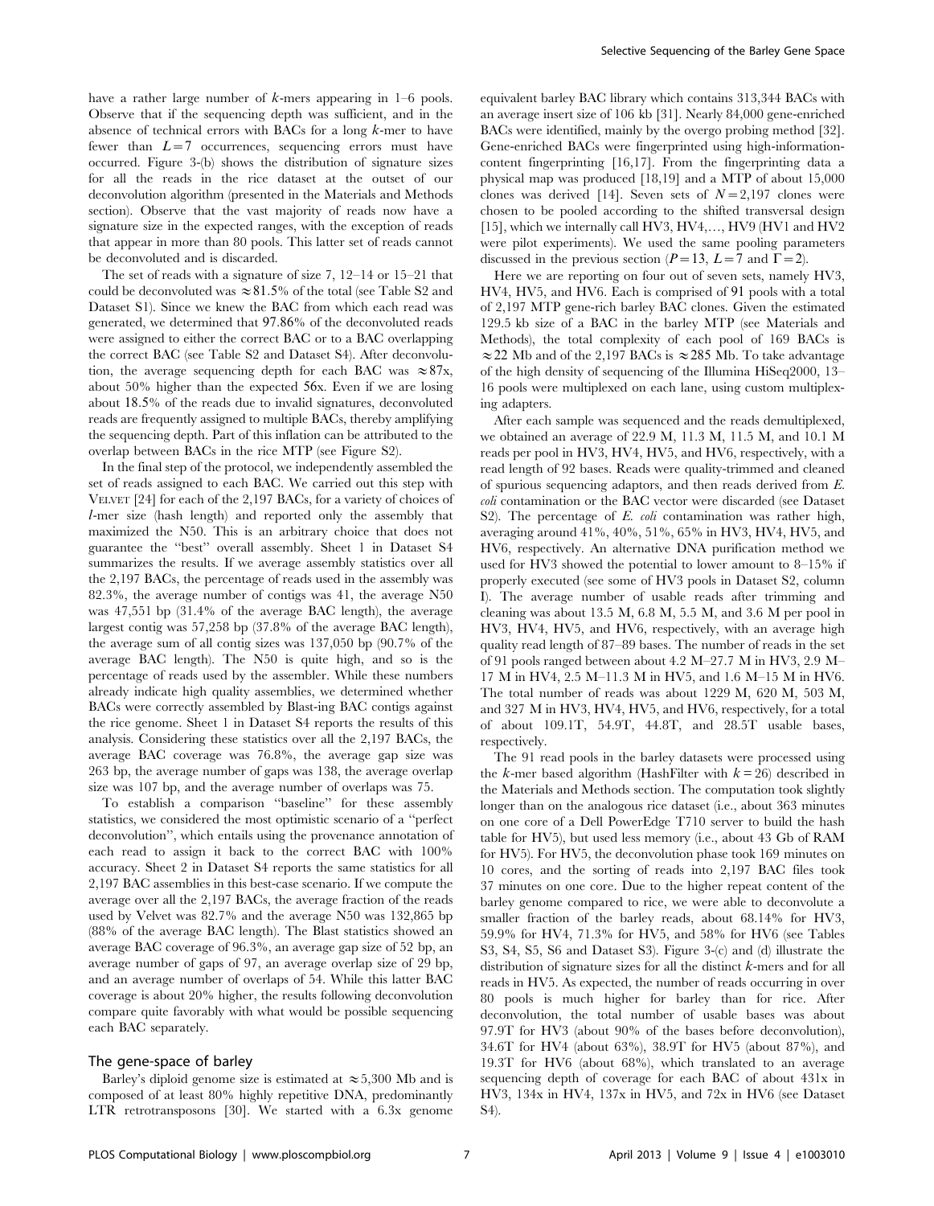have a rather large number of $k$-mers appearing in 1–6 pools. Observe that if the sequencing depth was sufficient, and in the absence of technical errors with BACs for a long $k$-mer to have fewer than $L=7$ occurrences, sequencing errors must have occurred. Figure 3-(b) shows the distribution of signature sizes for all the reads in the rice dataset at the outset of our deconvolution algorithm (presented in the Materials and Methods section). Observe that the vast majority of reads now have a signature size in the expected ranges, with the exception of reads that appear in more than 80 pools. This latter set of reads cannot be deconvoluted and is discarded.

The set of reads with a signature of size 7, 12–14 or 15–21 that could be deconvoluted was $\approx$81.5% of the total (see Table S2 and Dataset S1). Since we knew the BAC from which each read was generated, we determined that 97.86% of the deconvoluted reads were assigned to either the correct BAC or to a BAC overlapping the correct BAC (see Table S2 and Dataset S4). After deconvolution, the average sequencing depth for each BAC was $\approx$87x, about 50% higher than the expected 56x. Even if we are losing about 18.5% of the reads due to invalid signatures, deconvoluted reads are frequently assigned to multiple BACs, thereby amplifying the sequencing depth. Part of this inflation can be attributed to the overlap between BACs in the rice MTP (see Figure S2).

In the final step of the protocol, we independently assembled the set of reads assigned to each BAC. We carried out this step with VELVET [24] for each of the 2,197 BACs, for a variety of choices of $l$-mer size (hash length) and reported only the assembly that maximized the N50. This is an arbitrary choice that does not guarantee the "best" overall assembly. Sheet 1 in Dataset S4 summarizes the results. If we average assembly statistics over all the 2,197 BACs, the percentage of reads used in the assembly was 82.3%, the average number of contigs was 41, the average N50 was 47,551 bp (31.4% of the average BAC length), the average largest contig was 57,258 bp (37.8% of the average BAC length), the average sum of all contig sizes was 137,050 bp (90.7% of the average BAC length). The N50 is quite high, and so is the percentage of reads used by the assembler. While these numbers already indicate high quality assemblies, we determined whether BACs were correctly assembled by Blast-ing BAC contigs against the rice genome. Sheet 1 in Dataset S4 reports the results of this analysis. Considering these statistics over all the 2,197 BACs, the average BAC coverage was 76.8%, the average gap size was 263 bp, the average number of gaps was 138, the average overlap size was 107 bp, and the average number of overlaps was 75.

To establish a comparison "baseline" for these assembly statistics, we considered the most optimistic scenario of a "perfect deconvolution", which entails using the provenance annotation of each read to assign it back to the correct BAC with 100% accuracy. Sheet 2 in Dataset S4 reports the same statistics for all 2,197 BAC assemblies in this best-case scenario. If we compute the average over all the 2,197 BACs, the average fraction of the reads used by Velvet was 82.7% and the average N50 was 132,865 bp (88% of the average BAC length). The Blast statistics showed an average BAC coverage of 96.3%, an average gap size of 52 bp, an average number of gaps of 97, an average overlap size of 29 bp, and an average number of overlaps of 54. While this latter BAC coverage is about 20% higher, the results following deconvolution compare quite favorably with what would be possible sequencing each BAC separately.

## The gene-space of barley

Barley's diploid genome size is estimated at $\approx$5,300 Mb and is composed of at least 80% highly repetitive DNA, predominantly LTR retrotransposons [30]. We started with a 6.3x genome equivalent barley BAC library which contains 313,344 BACs with an average insert size of 106 kb [31]. Nearly 84,000 gene-enriched BACs were identified, mainly by the overgo probing method [32]. Gene-enriched BACs were fingerprinted using high-information-content fingerprinting [16,17]. From the fingerprinting data a physical map was produced [18,19] and a MTP of about 15,000 clones was derived [14]. Seven sets of $N=2{,}197$ clones were chosen to be pooled according to the shifted transversal design [15], which we internally call HV3, HV4,…, HV9 (HV1 and HV2 were pilot experiments). We used the same pooling parameters discussed in the previous section ($P=13$, $L=7$ and $\Gamma=2$).

Here we are reporting on four out of seven sets, namely HV3, HV4, HV5, and HV6. Each is comprised of 91 pools with a total of 2,197 MTP gene-rich barley BAC clones. Given the estimated 129.5 kb size of a BAC in the barley MTP (see Materials and Methods), the total complexity of each pool of 169 BACs is $\approx$22 Mb and of the 2,197 BACs is $\approx$285 Mb. To take advantage of the high density of sequencing of the Illumina HiSeq2000, 13–16 pools were multiplexed on each lane, using custom multiplexing adapters.

After each sample was sequenced and the reads demultiplexed, we obtained an average of 22.9 M, 11.3 M, 11.5 M, and 10.1 M reads per pool in HV3, HV4, HV5, and HV6, respectively, with a read length of 92 bases. Reads were quality-trimmed and cleaned of spurious sequencing adaptors, and then reads derived from *E. coli* contamination or the BAC vector were discarded (see Dataset S2). The percentage of *E. coli* contamination was rather high, averaging around 41%, 40%, 51%, 65% in HV3, HV4, HV5, and HV6, respectively. An alternative DNA purification method we used for HV3 showed the potential to lower amount to 8–15% if properly executed (see some of HV3 pools in Dataset S2, column I). The average number of usable reads after trimming and cleaning was about 13.5 M, 6.8 M, 5.5 M, and 3.6 M per pool in HV3, HV4, HV5, and HV6, respectively, with an average high quality read length of 87–89 bases. The number of reads in the set of 91 pools ranged between about 4.2 M–27.7 M in HV3, 2.9 M–17 M in HV4, 2.5 M–11.3 M in HV5, and 1.6 M–15 M in HV6. The total number of reads was about 1229 M, 620 M, 503 M, and 327 M in HV3, HV4, HV5, and HV6, respectively, for a total of about 109.1T, 54.9T, 44.8T, and 28.5T usable bases, respectively.

The 91 read pools in the barley datasets were processed using the $k$-mer based algorithm (HashFilter with $k=26$) described in the Materials and Methods section. The computation took slightly longer than on the analogous rice dataset (i.e., about 363 minutes on one core of a Dell PowerEdge T710 server to build the hash table for HV5), but used less memory (i.e., about 43 Gb of RAM for HV5). For HV5, the deconvolution phase took 169 minutes on 10 cores, and the sorting of reads into 2,197 BAC files took 37 minutes on one core. Due to the higher repeat content of the barley genome compared to rice, we were able to deconvolute a smaller fraction of the barley reads, about 68.14% for HV3, 59.9% for HV4, 71.3% for HV5, and 58% for HV6 (see Tables S3, S4, S5, S6 and Dataset S3). Figure 3-(c) and (d) illustrate the distribution of signature sizes for all the distinct $k$-mers and for all reads in HV5. As expected, the number of reads occurring in over 80 pools is much higher for barley than for rice. After deconvolution, the total number of usable bases was about 97.9T for HV3 (about 90% of the bases before deconvolution), 34.6T for HV4 (about 63%), 38.9T for HV5 (about 87%), and 19.3T for HV6 (about 68%), which translated to an average sequencing depth of coverage for each BAC of about 431x in HV3, 134x in HV4, 137x in HV5, and 72x in HV6 (see Dataset S4).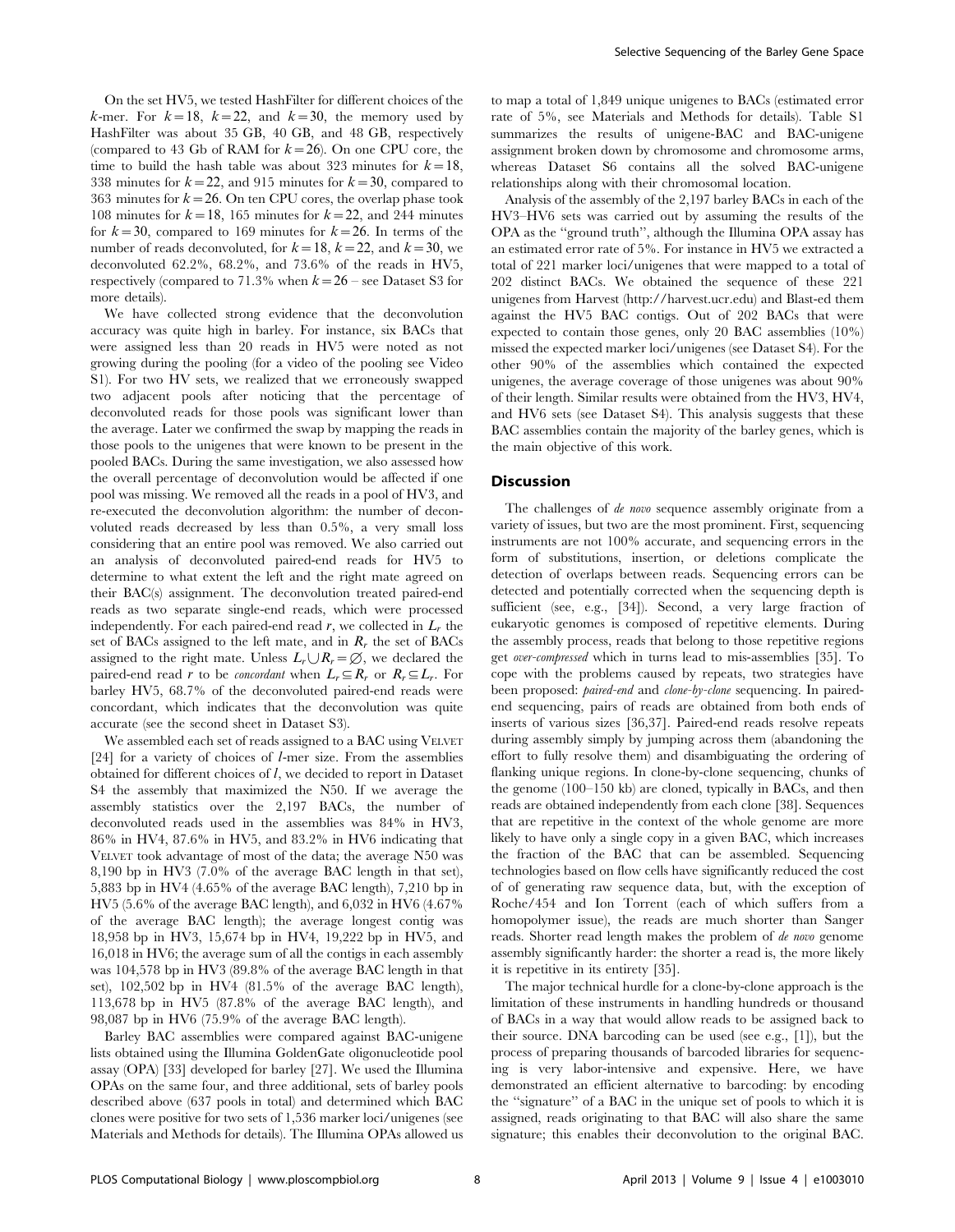On the set HV5, we tested HashFilter for different choices of the $k$-mer. For $k=18$, $k=22$, and $k=30$, the memory used by HashFilter was about 35 GB, 40 GB, and 48 GB, respectively (compared to 43 Gb of RAM for $k=26$). On one CPU core, the time to build the hash table was about 323 minutes for $k=18$, 338 minutes for $k=22$, and 915 minutes for $k=30$, compared to 363 minutes for $k=26$. On ten CPU cores, the overlap phase took 108 minutes for $k=18$, 165 minutes for $k=22$, and 244 minutes for $k=30$, compared to 169 minutes for $k=26$. In terms of the number of reads deconvoluted, for $k=18$, $k=22$, and $k=30$, we deconvoluted 62.2%, 68.2%, and 73.6% of the reads in HV5, respectively (compared to 71.3% when $k=26$ – see Dataset S3 for more details).

We have collected strong evidence that the deconvolution accuracy was quite high in barley. For instance, six BACs that were assigned less than 20 reads in HV5 were noted as not growing during the pooling (for a video of the pooling see Video S1). For two HV sets, we realized that we erroneously swapped two adjacent pools after noticing that the percentage of deconvoluted reads for those pools was significant lower than the average. Later we confirmed the swap by mapping the reads in those pools to the unigenes that were known to be present in the pooled BACs. During the same investigation, we also assessed how the overall percentage of deconvolution would be affected if one pool was missing. We removed all the reads in a pool of HV3, and re-executed the deconvolution algorithm: the number of deconvoluted reads decreased by less than 0.5%, a very small loss considering that an entire pool was removed. We also carried out an analysis of deconvoluted paired-end reads for HV5 to determine to what extent the left and the right mate agreed on their BAC(s) assignment. The deconvolution treated paired-end reads as two separate single-end reads, which were processed independently. For each paired-end read $r$, we collected in $L_r$ the set of BACs assigned to the left mate, and in $R_r$ the set of BACs assigned to the right mate. Unless $L_r \cup R_r = \emptyset$, we declared the paired-end read $r$ to be *concordant* when $L_r \subseteq R_r$ or $R_r \subseteq L_r$. For barley HV5, 68.7% of the deconvoluted paired-end reads were concordant, which indicates that the deconvolution was quite accurate (see the second sheet in Dataset S3).

We assembled each set of reads assigned to a BAC using VELVET [24] for a variety of choices of $l$-mer size. From the assemblies obtained for different choices of $l$, we decided to report in Dataset S4 the assembly that maximized the N50. If we average the assembly statistics over the 2,197 BACs, the number of deconvoluted reads used in the assemblies was 84% in HV3, 86% in HV4, 87.6% in HV5, and 83.2% in HV6 indicating that VELVET took advantage of most of the data; the average N50 was 8,190 bp in HV3 (7.0% of the average BAC length in that set), 5,883 bp in HV4 (4.65% of the average BAC length), 7,210 bp in HV5 (5.6% of the average BAC length), and 6,032 in HV6 (4.67% of the average BAC length); the average longest contig was 18,958 bp in HV3, 15,674 bp in HV4, 19,222 bp in HV5, and 16,018 in HV6; the average sum of all the contigs in each assembly was 104,578 bp in HV3 (89.8% of the average BAC length in that set), 102,502 bp in HV4 (81.5% of the average BAC length), 113,678 bp in HV5 (87.8% of the average BAC length), and 98,087 bp in HV6 (75.9% of the average BAC length).

Barley BAC assemblies were compared against BAC-unigene lists obtained using the Illumina GoldenGate oligonucleotide pool assay (OPA) [33] developed for barley [27]. We used the Illumina OPAs on the same four, and three additional, sets of barley pools described above (637 pools in total) and determined which BAC clones were positive for two sets of 1,536 marker loci/unigenes (see Materials and Methods for details). The Illumina OPAs allowed us to map a total of 1,849 unique unigenes to BACs (estimated error rate of 5%, see Materials and Methods for details). Table S1 summarizes the results of unigene-BAC and BAC-unigene assignment broken down by chromosome and chromosome arms, whereas Dataset S6 contains all the solved BAC-unigene relationships along with their chromosomal location.

Analysis of the assembly of the 2,197 barley BACs in each of the HV3–HV6 sets was carried out by assuming the results of the OPA as the "ground truth", although the Illumina OPA assay has an estimated error rate of 5%. For instance in HV5 we extracted a total of 221 marker loci/unigenes that were mapped to a total of 202 distinct BACs. We obtained the sequence of these 221 unigenes from Harvest (http://harvest.ucr.edu) and Blast-ed them against the HV5 BAC contigs. Out of 202 BACs that were expected to contain those genes, only 20 BAC assemblies (10%) missed the expected marker loci/unigenes (see Dataset S4). For the other 90% of the assemblies which contained the expected unigenes, the average coverage of those unigenes was about 90% of their length. Similar results were obtained from the HV3, HV4, and HV6 sets (see Dataset S4). This analysis suggests that these BAC assemblies contain the majority of the barley genes, which is the main objective of this work.

## Discussion

The challenges of *de novo* sequence assembly originate from a variety of issues, but two are the most prominent. First, sequencing instruments are not 100% accurate, and sequencing errors in the form of substitutions, insertion, or deletions complicate the detection of overlaps between reads. Sequencing errors can be detected and potentially corrected when the sequencing depth is sufficient (see, e.g., [34]). Second, a very large fraction of eukaryotic genomes is composed of repetitive elements. During the assembly process, reads that belong to those repetitive regions get *over-compressed* which in turns lead to mis-assemblies [35]. To cope with the problems caused by repeats, two strategies have been proposed: *paired-end* and *clone-by-clone* sequencing. In paired-end sequencing, pairs of reads are obtained from both ends of inserts of various sizes [36,37]. Paired-end reads resolve repeats during assembly simply by jumping across them (abandoning the effort to fully resolve them) and disambiguating the ordering of flanking unique regions. In clone-by-clone sequencing, chunks of the genome (100–150 kb) are cloned, typically in BACs, and then reads are obtained independently from each clone [38]. Sequences that are repetitive in the context of the whole genome are more likely to have only a single copy in a given BAC, which increases the fraction of the BAC that can be assembled. Sequencing technologies based on flow cells have significantly reduced the cost of of generating raw sequence data, but, with the exception of Roche/454 and Ion Torrent (each of which suffers from a homopolymer issue), the reads are much shorter than Sanger reads. Shorter read length makes the problem of *de novo* genome assembly significantly harder: the shorter a read is, the more likely it is repetitive in its entirety [35].

The major technical hurdle for a clone-by-clone approach is the limitation of these instruments in handling hundreds or thousand of BACs in a way that would allow reads to be assigned back to their source. DNA barcoding can be used (see e.g., [1]), but the process of preparing thousands of barcoded libraries for sequencing is very labor-intensive and expensive. Here, we have demonstrated an efficient alternative to barcoding: by encoding the "signature" of a BAC in the unique set of pools to which it is assigned, reads originating to that BAC will also share the same signature; this enables their deconvolution to the original BAC.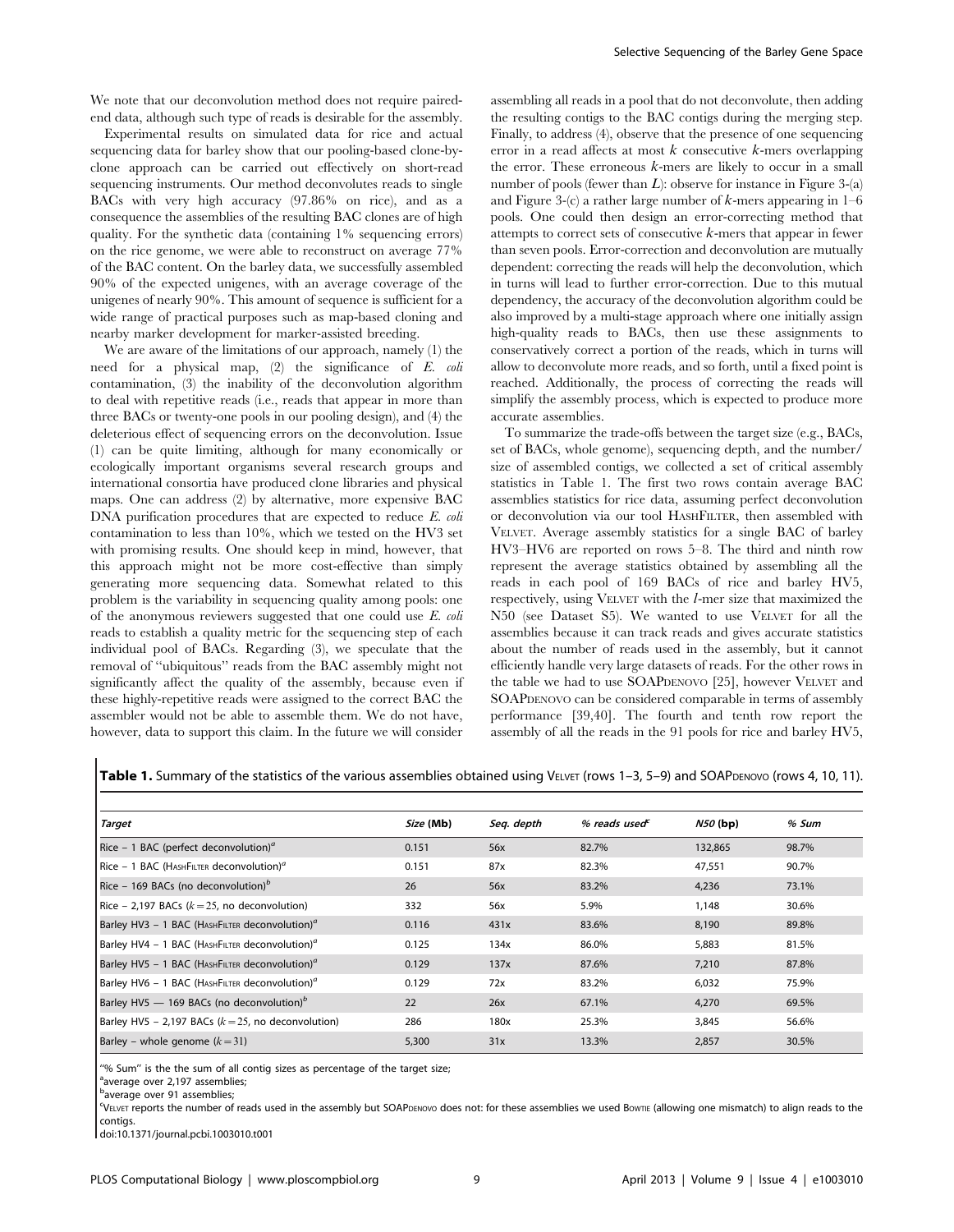We note that our deconvolution method does not require paired-end data, although such type of reads is desirable for the assembly.

Experimental results on simulated data for rice and actual sequencing data for barley show that our pooling-based clone-by-clone approach can be carried out effectively on short-read sequencing instruments. Our method deconvolutes reads to single BACs with very high accuracy (97.86% on rice), and as a consequence the assemblies of the resulting BAC clones are of high quality. For the synthetic data (containing 1% sequencing errors) on the rice genome, we were able to reconstruct on average 77% of the BAC content. On the barley data, we successfully assembled 90% of the expected unigenes, with an average coverage of the unigenes of nearly 90%. This amount of sequence is sufficient for a wide range of practical purposes such as map-based cloning and nearby marker development for marker-assisted breeding.

We are aware of the limitations of our approach, namely (1) the need for a physical map, (2) the significance of *E. coli* contamination, (3) the inability of the deconvolution algorithm to deal with repetitive reads (i.e., reads that appear in more than three BACs or twenty-one pools in our pooling design), and (4) the deleterious effect of sequencing errors on the deconvolution. Issue (1) can be quite limiting, although for many economically or ecologically important organisms several research groups and international consortia have produced clone libraries and physical maps. One can address (2) by alternative, more expensive BAC DNA purification procedures that are expected to reduce *E. coli* contamination to less than 10%, which we tested on the HV3 set with promising results. One should keep in mind, however, that this approach might not be more cost-effective than simply generating more sequencing data. Somewhat related to this problem is the variability in sequencing quality among pools: one of the anonymous reviewers suggested that one could use *E. coli* reads to establish a quality metric for the sequencing step of each individual pool of BACs. Regarding (3), we speculate that the removal of "ubiquitous" reads from the BAC assembly might not significantly affect the quality of the assembly, because even if these highly-repetitive reads were assigned to the correct BAC the assembler would not be able to assemble them. We do not have, however, data to support this claim. In the future we will consider assembling all reads in a pool that do not deconvolute, then adding the resulting contigs to the BAC contigs during the merging step. Finally, to address (4), observe that the presence of one sequencing error in a read affects at most $k$ consecutive $k$-mers overlapping the error. These erroneous $k$-mers are likely to occur in a small number of pools (fewer than $L$): observe for instance in Figure 3-(a) and Figure 3-(c) a rather large number of $k$-mers appearing in 1–6 pools. One could then design an error-correcting method that attempts to correct sets of consecutive $k$-mers that appear in fewer than seven pools. Error-correction and deconvolution are mutually dependent: correcting the reads will help the deconvolution, which in turns will lead to further error-correction. Due to this mutual dependency, the accuracy of the deconvolution algorithm could be also improved by a multi-stage approach where one initially assign high-quality reads to BACs, then use these assignments to conservatively correct a portion of the reads, which in turns will allow to deconvolute more reads, and so forth, until a fixed point is reached. Additionally, the process of correcting the reads will simplify the assembly process, which is expected to produce more accurate assemblies.

To summarize the trade-offs between the target size (e.g., BACs, set of BACs, whole genome), sequencing depth, and the number/size of assembled contigs, we collected a set of critical assembly statistics in Table 1. The first two rows contain average BAC assemblies statistics for rice data, assuming perfect deconvolution or deconvolution via our tool HashFilter, then assembled with Velvet. Average assembly statistics for a single BAC of barley HV3–HV6 are reported on rows 5–8. The third and ninth row represent the average statistics obtained by assembling all the reads in each pool of 169 BACs of rice and barley HV5, respectively, using Velvet with the $l$-mer size that maximized the N50 (see Dataset S5). We wanted to use Velvet for all the assemblies because it can track reads and gives accurate statistics about the number of reads used in the assembly, but it cannot efficiently handle very large datasets of reads. For the other rows in the table we had to use SOAPdenovo [25], however Velvet and SOAPdenovo can be considered comparable in terms of assembly performance [39,40]. The fourth and tenth row report the assembly of all the reads in the 91 pools for rice and barley HV5,

**Table 1.** Summary of the statistics of the various assemblies obtained using Velvet (rows 1–3, 5–9) and SOAPdenovo (rows 4, 10, 11).

| *Target* | *Size* (Mb) | *Seq. depth* | *% reads used*[c] | *N50* (bp) | *% Sum* |
|---|---|---|---|---|---|
| Rice – 1 BAC (perfect deconvolution)[a] | 0.151 | 56x | 82.7% | 132,865 | 98.7% |
| Rice – 1 BAC (HashFilter deconvolution)[a] | 0.151 | 87x | 82.3% | 47,551 | 90.7% |
| Rice – 169 BACs (no deconvolution)[b] | 26 | 56x | 83.2% | 4,236 | 73.1% |
| Rice – 2,197 BACs ($k=25$, no deconvolution) | 332 | 56x | 5.9% | 1,148 | 30.6% |
| Barley HV3 – 1 BAC (HashFilter deconvolution)[a] | 0.116 | 431x | 83.6% | 8,190 | 89.8% |
| Barley HV4 – 1 BAC (HashFilter deconvolution)[a] | 0.125 | 134x | 86.0% | 5,883 | 81.5% |
| Barley HV5 – 1 BAC (HashFilter deconvolution)[a] | 0.129 | 137x | 87.6% | 7,210 | 87.8% |
| Barley HV6 – 1 BAC (HashFilter deconvolution)[a] | 0.129 | 72x | 83.2% | 6,032 | 75.9% |
| Barley HV5 — 169 BACs (no deconvolution)[b] | 22 | 26x | 67.1% | 4,270 | 69.5% |
| Barley HV5 – 2,197 BACs ($k=25$, no deconvolution) | 286 | 180x | 25.3% | 3,845 | 56.6% |
| Barley – whole genome ($k=31$) | 5,300 | 31x | 13.3% | 2,857 | 30.5% |

"% Sum" is the sum of all contig sizes as percentage of the target size;
[a]average over 2,197 assemblies;
[b]average over 91 assemblies;
[c]Velvet reports the number of reads used in the assembly but SOAPdenovo does not: for these assemblies we used Bowtie (allowing one mismatch) to align reads to the contigs.
doi:10.1371/journal.pcbi.1003010.t001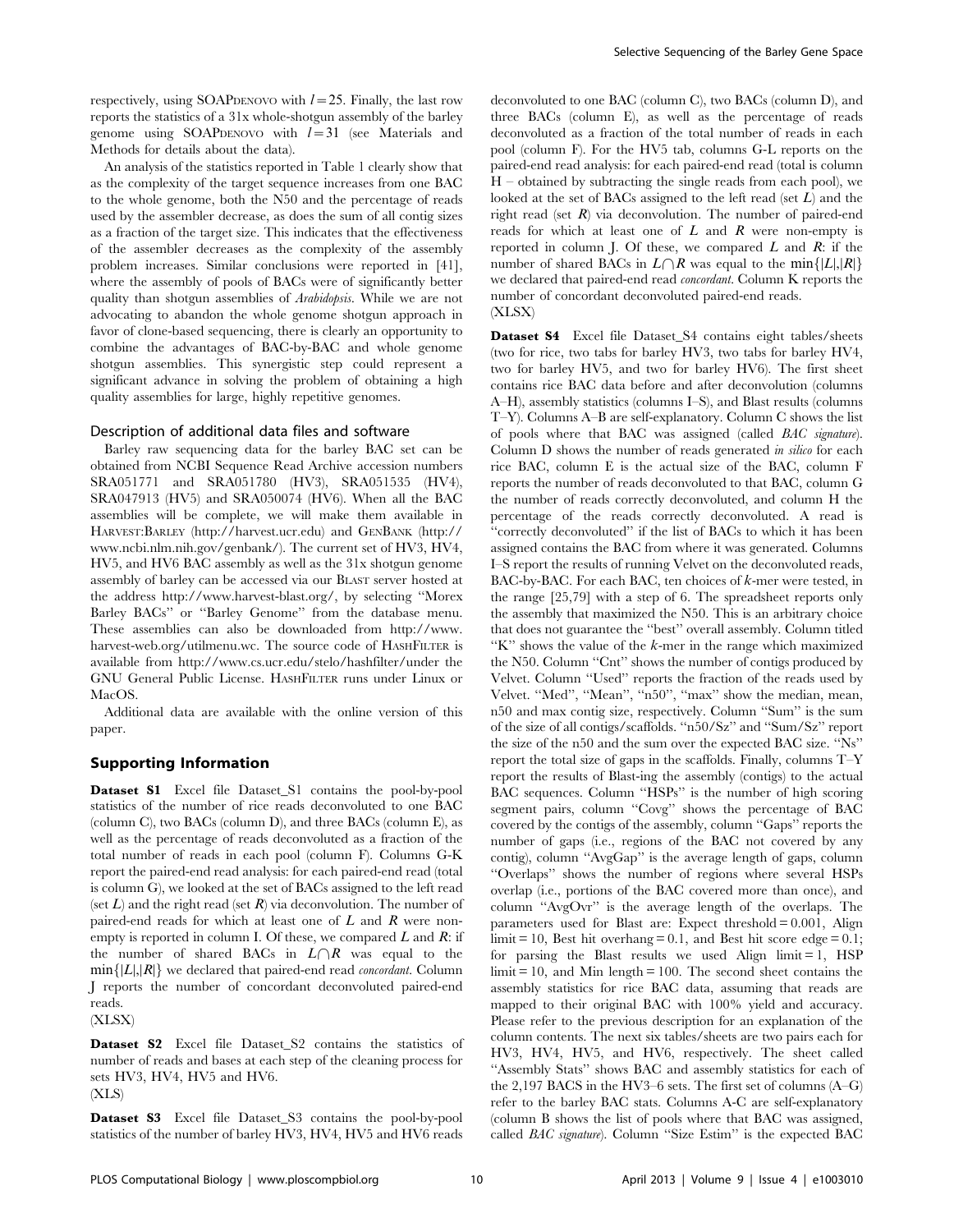respectively, using SOAPDENOVO with $l = 25$. Finally, the last row reports the statistics of a 31x whole-shotgun assembly of the barley genome using SOAPDENOVO with $l = 31$ (see Materials and Methods for details about the data).

An analysis of the statistics reported in Table 1 clearly show that as the complexity of the target sequence increases from one BAC to the whole genome, both the N50 and the percentage of reads used by the assembler decrease, as does the sum of all contig sizes as a fraction of the target size. This indicates that the effectiveness of the assembler decreases as the complexity of the assembly problem increases. Similar conclusions were reported in [41], where the assembly of pools of BACs were of significantly better quality than shotgun assemblies of *Arabidopsis*. While we are not advocating to abandon the whole genome shotgun approach in favor of clone-based sequencing, there is clearly an opportunity to combine the advantages of BAC-by-BAC and whole genome shotgun assemblies. This synergistic step could represent a significant advance in solving the problem of obtaining a high quality assemblies for large, highly repetitive genomes.

### Description of additional data files and software

Barley raw sequencing data for the barley BAC set can be obtained from NCBI Sequence Read Archive accession numbers SRA051771 and SRA051780 (HV3), SRA051535 (HV4), SRA047913 (HV5) and SRA050074 (HV6). When all the BAC assemblies will be complete, we will make them available in HARVEST:BARLEY (http://harvest.ucr.edu) and GENBANK (http://www.ncbi.nlm.nih.gov/genbank/). The current set of HV3, HV4, HV5, and HV6 BAC assembly as well as the 31x shotgun genome assembly of barley can be accessed via our BLAST server hosted at the address http://www.harvest-blast.org/, by selecting "Morex Barley BACs" or "Barley Genome" from the database menu. These assemblies can also be downloaded from http://www.harvest-web.org/utilmenu.wc. The source code of HASHFILTER is available from http://www.cs.ucr.edu/stelo/hashfilter/under the GNU General Public License. HASHFILTER runs under Linux or MacOS.

Additional data are available with the online version of this paper.

## Supporting Information

**Dataset S1** Excel file Dataset_S1 contains the pool-by-pool statistics of the number of rice reads deconvoluted to one BAC (column C), two BACs (column D), and three BACs (column E), as well as the percentage of reads deconvoluted as a fraction of the total number of reads in each pool (column F). Columns G-K report the paired-end read analysis: for each paired-end read (total is column G), we looked at the set of BACs assigned to the left read (set $L$) and the right read (set $R$) via deconvolution. The number of paired-end reads for which at least one of $L$ and $R$ were non-empty is reported in column I. Of these, we compared $L$ and $R$: if the number of shared BACs in $L \cap R$ was equal to the $\min\{|L|,|R|\}$ we declared that paired-end read *concordant*. Column J reports the number of concordant deconvoluted paired-end reads.
(XLSX)

**Dataset S2** Excel file Dataset_S2 contains the statistics of number of reads and bases at each step of the cleaning process for sets HV3, HV4, HV5 and HV6.
(XLS)

**Dataset S3** Excel file Dataset_S3 contains the pool-by-pool statistics of the number of barley HV3, HV4, HV5 and HV6 reads deconvoluted to one BAC (column C), two BACs (column D), and three BACs (column E), as well as the percentage of reads deconvoluted as a fraction of the total number of reads in each pool (column F). For the HV5 tab, columns G-L reports on the paired-end read analysis: for each paired-end read (total is column H – obtained by subtracting the single reads from each pool), we looked at the set of BACs assigned to the left read (set $L$) and the right read (set $R$) via deconvolution. The number of paired-end reads for which at least one of $L$ and $R$ were non-empty is reported in column J. Of these, we compared $L$ and $R$: if the number of shared BACs in $L \cap R$ was equal to the $\min\{|L|,|R|\}$ we declared that paired-end read *concordant*. Column K reports the number of concordant deconvoluted paired-end reads.
(XLSX)

**Dataset S4** Excel file Dataset_S4 contains eight tables/sheets (two for rice, two tabs for barley HV3, two tabs for barley HV4, two for barley HV5, and two for barley HV6). The first sheet contains rice BAC data before and after deconvolution (columns A–H), assembly statistics (columns I–S), and Blast results (columns T–Y). Columns A–B are self-explanatory. Column C shows the list of pools where that BAC was assigned (called *BAC signature*). Column D shows the number of reads generated *in silico* for each rice BAC, column E is the actual size of the BAC, column F reports the number of reads deconvoluted to that BAC, column G the number of reads correctly deconvoluted, and column H the percentage of the reads correctly deconvoluted. A read is "correctly deconvoluted" if the list of BACs to which it has been assigned contains the BAC from where it was generated. Columns I–S report the results of running Velvet on the deconvoluted reads, BAC-by-BAC. For each BAC, ten choices of $k$-mer were tested, in the range [25,79] with a step of 6. The spreadsheet reports only the assembly that maximized the N50. This is an arbitrary choice that does not guarantee the "best" overall assembly. Column titled "K" shows the value of the $k$-mer in the range which maximized the N50. Column "Cnt" shows the number of contigs produced by Velvet. Column "Used" reports the fraction of the reads used by Velvet. "Med", "Mean", "n50", "max" show the median, mean, n50 and max contig size, respectively. Column "Sum" is the sum of the size of all contigs/scaffolds. "n50/Sz" and "Sum/Sz" report the size of the n50 and the sum over the expected BAC size. "Ns" report the total size of gaps in the scaffolds. Finally, columns T–Y report the results of Blast-ing the assembly (contigs) to the actual BAC sequences. Column "HSPs" is the number of high scoring segment pairs, column "Covg" shows the percentage of BAC covered by the contigs of the assembly, column "Gaps" reports the number of gaps (i.e., regions of the BAC not covered by any contig), column "AvgGap" is the average length of gaps, column "Overlaps" shows the number of regions where several HSPs overlap (i.e., portions of the BAC covered more than once), and column "AvgOvr" is the average length of the overlaps. The parameters used for Blast are: Expect threshold = 0.001, Align limit = 10, Best hit overhang = 0.1, and Best hit score edge = 0.1; for parsing the Blast results we used Align limit = 1, HSP limit = 10, and Min length = 100. The second sheet contains the assembly statistics for rice BAC data, assuming that reads are mapped to their original BAC with 100% yield and accuracy. Please refer to the previous description for an explanation of the column contents. The next six tables/sheets are two pairs each for HV3, HV4, HV5, and HV6, respectively. The sheet called "Assembly Stats" shows BAC and assembly statistics for each of the 2,197 BACS in the HV3–6 sets. The first set of columns (A–G) refer to the barley BAC stats. Columns A-C are self-explanatory (column B shows the list of pools where that BAC was assigned, called *BAC signature*). Column "Size Estim" is the expected BAC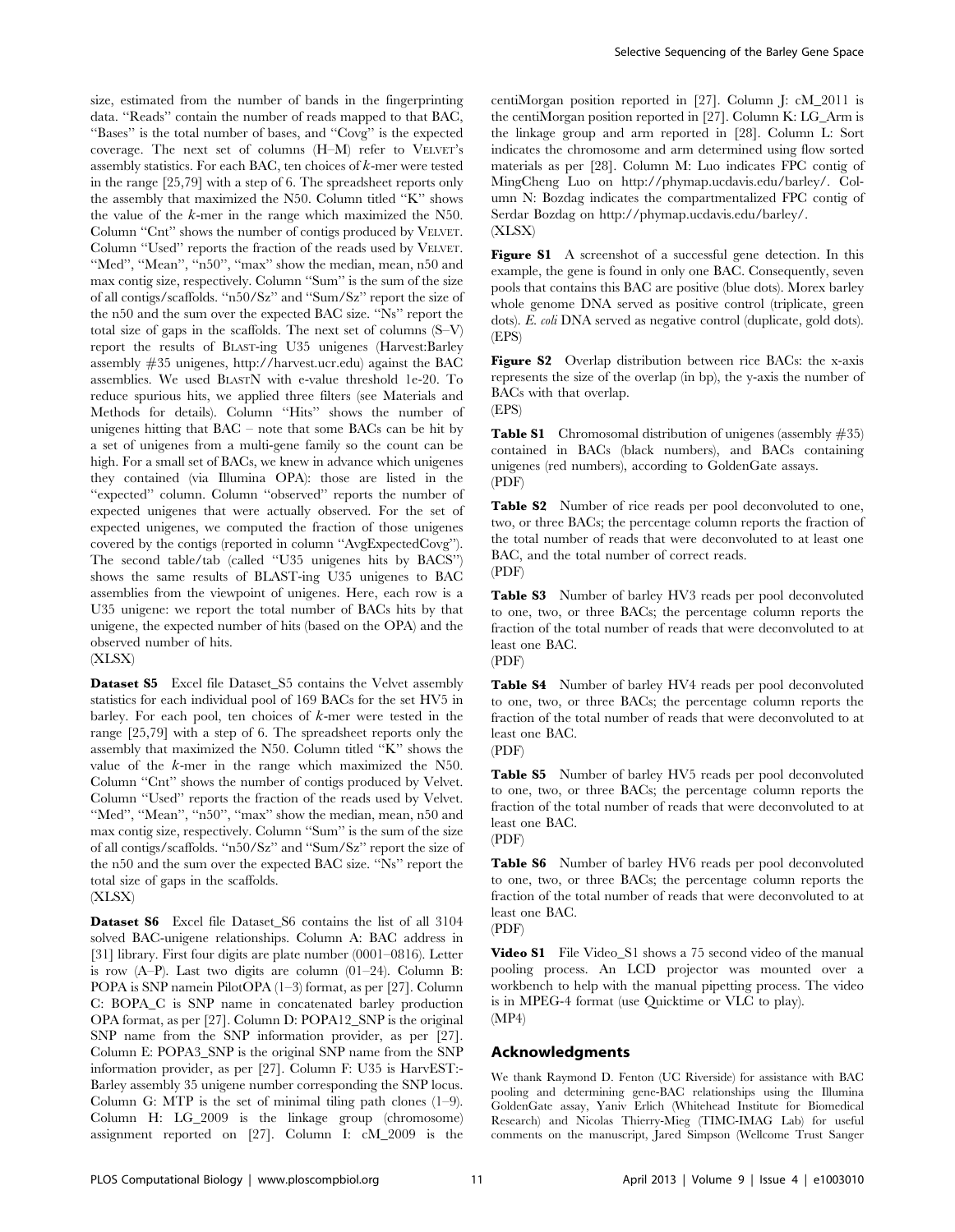size, estimated from the number of bands in the fingerprinting data. "Reads" contain the number of reads mapped to that BAC, "Bases" is the total number of bases, and "Covg" is the expected coverage. The next set of columns (H–M) refer to VELVET's assembly statistics. For each BAC, ten choices of $k$-mer were tested in the range [25,79] with a step of 6. The spreadsheet reports only the assembly that maximized the N50. Column titled "K" shows the value of the $k$-mer in the range which maximized the N50. Column "Cnt" shows the number of contigs produced by VELVET. Column "Used" reports the fraction of the reads used by VELVET. "Med", "Mean", "n50", "max" show the median, mean, n50 and max contig size, respectively. Column "Sum" is the sum of the size of all contigs/scaffolds. "n50/Sz" and "Sum/Sz" report the size of the n50 and the sum over the expected BAC size. "Ns" report the total size of gaps in the scaffolds. The next set of columns (S–V) report the results of BLAST-ing U35 unigenes (Harvest:Barley assembly #35 unigenes, http://harvest.ucr.edu) against the BAC assemblies. We used BLASTN with e-value threshold 1e-20. To reduce spurious hits, we applied three filters (see Materials and Methods for details). Column "Hits" shows the number of unigenes hitting that BAC – note that some BACs can be hit by a set of unigenes from a multi-gene family so the count can be high. For a small set of BACs, we knew in advance which unigenes they contained (via Illumina OPA): those are listed in the "expected" column. Column "observed" reports the number of expected unigenes that were actually observed. For the set of expected unigenes, we computed the fraction of those unigenes covered by the contigs (reported in column "AvgExpectedCovg"). The second table/tab (called "U35 unigenes hits by BACS") shows the same results of BLAST-ing U35 unigenes to BAC assemblies from the viewpoint of unigenes. Here, each row is a U35 unigene: we report the total number of BACs hits by that unigene, the expected number of hits (based on the OPA) and the observed number of hits.
(XLSX)

**Dataset S5** Excel file Dataset_S5 contains the Velvet assembly statistics for each individual pool of 169 BACs for the set HV5 in barley. For each pool, ten choices of $k$-mer were tested in the range [25,79] with a step of 6. The spreadsheet reports only the assembly that maximized the N50. Column titled "K" shows the value of the $k$-mer in the range which maximized the N50. Column "Cnt" shows the number of contigs produced by Velvet. Column "Used" reports the fraction of the reads used by Velvet. "Med", "Mean", "n50", "max" show the median, mean, n50 and max contig size, respectively. Column "Sum" is the sum of the size of all contigs/scaffolds. "n50/Sz" and "Sum/Sz" report the size of the n50 and the sum over the expected BAC size. "Ns" report the total size of gaps in the scaffolds.
(XLSX)

**Dataset S6** Excel file Dataset_S6 contains the list of all 3104 solved BAC-unigene relationships. Column A: BAC address in [31] library. First four digits are plate number (0001–0816). Letter is row (A–P). Last two digits are column (01–24). Column B: POPA is SNP namein PilotOPA (1–3) format, as per [27]. Column C: BOPA_C is SNP name in concatenated barley production OPA format, as per [27]. Column D: POPA12_SNP is the original SNP name from the SNP information provider, as per [27]. Column E: POPA3_SNP is the original SNP name from the SNP information provider, as per [27]. Column F: U35 is HarvEST:-Barley assembly 35 unigene number corresponding the SNP locus. Column G: MTP is the set of minimal tiling path clones (1–9). Column H: LG_2009 is the linkage group (chromosome) assignment reported on [27]. Column I: cM_2009 is the centiMorgan position reported in [27]. Column J: cM_2011 is the centiMorgan position reported in [27]. Column K: LG_Arm is the linkage group and arm reported in [28]. Column L: Sort indicates the chromosome and arm determined using flow sorted materials as per [28]. Column M: Luo indicates FPC contig of MingCheng Luo on http://phymap.ucdavis.edu/barley/. Column N: Bozdag indicates the compartmentalized FPC contig of Serdar Bozdag on http://phymap.ucdavis.edu/barley/.
(XLSX)

**Figure S1** A screenshot of a successful gene detection. In this example, the gene is found in only one BAC. Consequently, seven pools that contains this BAC are positive (blue dots). Morex barley whole genome DNA served as positive control (triplicate, green dots). *E. coli* DNA served as negative control (duplicate, gold dots).
(EPS)

**Figure S2** Overlap distribution between rice BACs: the x-axis represents the size of the overlap (in bp), the y-axis the number of BACs with that overlap.
(EPS)

**Table S1** Chromosomal distribution of unigenes (assembly #35) contained in BACs (black numbers), and BACs containing unigenes (red numbers), according to GoldenGate assays.
(PDF)

**Table S2** Number of rice reads per pool deconvoluted to one, two, or three BACs; the percentage column reports the fraction of the total number of reads that were deconvoluted to at least one BAC, and the total number of correct reads.
(PDF)

**Table S3** Number of barley HV3 reads per pool deconvoluted to one, two, or three BACs; the percentage column reports the fraction of the total number of reads that were deconvoluted to at least one BAC.
(PDF)

**Table S4** Number of barley HV4 reads per pool deconvoluted to one, two, or three BACs; the percentage column reports the fraction of the total number of reads that were deconvoluted to at least one BAC.
(PDF)

**Table S5** Number of barley HV5 reads per pool deconvoluted to one, two, or three BACs; the percentage column reports the fraction of the total number of reads that were deconvoluted to at least one BAC.
(PDF)

**Table S6** Number of barley HV6 reads per pool deconvoluted to one, two, or three BACs; the percentage column reports the fraction of the total number of reads that were deconvoluted to at least one BAC.
(PDF)

**Video S1** File Video_S1 shows a 75 second video of the manual pooling process. An LCD projector was mounted over a workbench to help with the manual pipetting process. The video is in MPEG-4 format (use Quicktime or VLC to play).
(MP4)

## Acknowledgments

We thank Raymond D. Fenton (UC Riverside) for assistance with BAC pooling and determining gene-BAC relationships using the Illumina GoldenGate assay, Yaniv Erlich (Whitehead Institute for Biomedical Research) and Nicolas Thierry-Mieg (TIMC-IMAG Lab) for useful comments on the manuscript, Jared Simpson (Wellcome Trust Sanger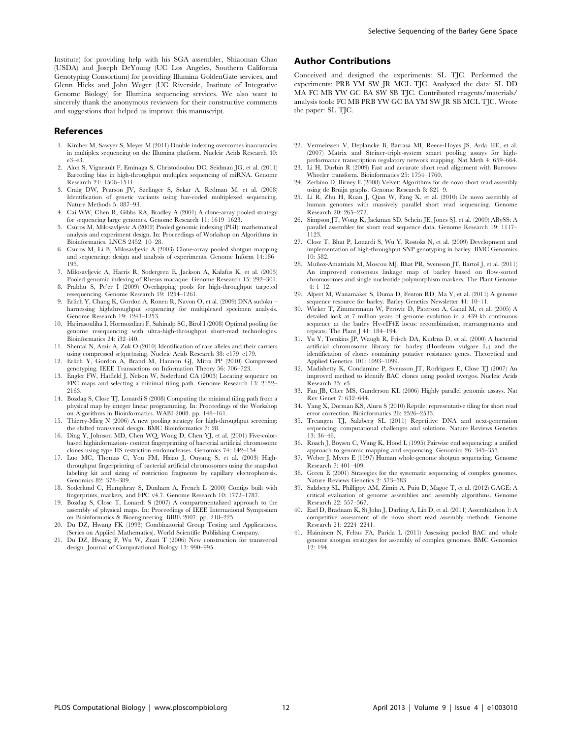Institute) for providing help with his SGA assembler, Shiaoman Chao (USDA) and Joseph DeYoung (UC Los Angeles, Southern California Genotyping Consortium) for providing Illumina GoldenGate services, and Glenn Hicks and John Weger (UC Riverside, Institute of Integrative Genome Biology) for Illumina sequencing services. We also want to sincerely thank the anonymous reviewers for their constructive comments and suggestions that helped us improve this manuscript.

## Author Contributions

Conceived and designed the experiments: SL TJC. Performed the experiments: PRB YM SW JR MCL TJC. Analyzed the data: SL DD MA FC MB YW GC BA SW SB TJC. Contributed reagents/materials/analysis tools: FC MB PRB YW GC BA YM SW JR SB MCL TJC. Wrote the paper: SL TJC.

## References

1. Kircher M, Sawyer S, Meyer M (2011) Double indexing overcomes inaccuracies in multiplex sequencing on the Illumina platform. Nucleic Acids Research 40: e3–e3.
2. Alon S, Vigneault F, Eminaga S, Christodoulou DC, Seidman JG, et al. (2011) Barcoding bias in high-throughput multiplex sequencing of miRNA. Genome Research 21: 1506–1511.
3. Craig DW, Pearson JV, Szelinger S, Sekar A, Redman M, et al. (2008) Identification of genetic variants using bar-coded multiplexed sequencing. Nature Methods 5: 887–93.
4. Cai WW, Chen R, Gibbs RA, Bradley A (2001) A clone-array pooled strategy for sequencing large genomes. Genome Research 11: 1619–1623.
5. Csuros M, Milosavljevic A (2002) Pooled genomic indexing (PGI): mathematical analysis and experiment design. In: Proceedings of Workshop on Algorithms in Bioinformatics. LNCS 2452: 10–28.
6. Csuros M, Li B, Milosavljevic A (2003) Clone-array pooled shotgun mapping and sequencing: design and analysis of experiments. Genome Inform 14:186–195.
7. Milosavljevic A, Harris R, Sodergren E, Jackson A, Kalafus K, et al. (2005) Pooled genomic indexing of Rhesus macaque. Genome Research 15: 292–301.
8. Prabhu S, Pe'er I (2009) Overlapping pools for high-throughput targeted resequencing. Genome Research 19: 1254–1261.
9. Erlich Y, Chang K, Gordon A, Ronen R, Navon O, et al. (2009) DNA sudoku – harnessing highthroughput sequencing for multiplexed specimen analysis. Genome Research 19: 1243–1253.
10. Hajirasouliha I, Hormozdiari F, Sahinalp SC, Birol I (2008) Optimal pooling for genome resequencing with ultra-high-throughput short-read technologies. Bioinformatics 24: i32–i40.
11. Shental N, Amir A, Zuk O (2010) Identification of rare alleles and their carriers using compressed se(que)nsing. Nucleic Acids Research 38: e179–e179.
12. Erlich Y, Gordon A, Brand M, Hannon GJ, Mitra PP (2010) Compressed genotyping. IEEE Transactions on Information Theory 56: 706–723.
13. Engler FW, Hatfield J, Nelson W, Soderlund CA (2003) Locating sequence on FPC maps and selecting a minimal tiling path. Genome Research 13: 2152–2163.
14. Bozdag S, Close TJ, Lonardi S (2008) Computing the minimal tiling path from a physical map by integer linear programming. In: Proceedings of the Workshop on Algorithms in Bioinformatics. WABI 2008. pp. 148–161.
15. Thierry-Mieg N (2006) A new pooling strategy for high-throughput screening: the shifted transversal design. BMC Bioinformatics 7: 28.
16. Ding Y, Johnson MD, Chen WQ, Wong D, Chen YJ, et al. (2001) Five-color-based highinformation- content fingerprinting of bacterial artificial chromosome clones using type IIS restriction endonucleases. Genomics 74: 142–154.
17. Luo MC, Thomas C, You FM, Hsiao J, Ouyang S, et al. (2003) High-throughput fingerprinting of bacterial artificial chromosomes using the snapshot labeling kit and sizing of restriction fragments by capillary electrophoresis. Genomics 82: 378–389.
18. Soderlund C, Humphray S, Dunham A, French L (2000) Contigs built with fingerprints, markers, and FPC v4.7. Genome Research 10: 1772–1787.
19. Bozdag S, Close T, Lonardi S (2007) A compartmentalized approach to the assembly of physical maps. In: Proceedings of IEEE International Symposium on Bioinformatics & Bioengineering. BIBE 2007. pp. 218–225.
20. Du DZ, Hwang FK (1993) Combinatorial Group Testing and Applications. (Series on Applied Mathematics). World Scientific Publishing Company.
21. Du DZ, Hwang F, Wu W, Znati T (2006) New construction for transversal design. Journal of Computational Biology 13: 990–995.
22. Vermeirssen V, Deplancke B, Barrasa MI, Reece-Hoyes JS, Arda HE, et al. (2007) Matrix and Steiner-triple-system smart pooling assays for high-performance transcription regulatory network mapping. Nat Meth 4: 659–664.
23. Li H, Durbin R (2009) Fast and accurate short read alignment with Burrows-Wheeler transform. Bioinformatics 25: 1754–1760.
24. Zerbino D, Birney E (2008) Velvet: Algorithms for de novo short read assembly using de Bruijn graphs. Genome Research 8: 821–9.
25. Li R, Zhu H, Ruan J, Qian W, Fang X, et al. (2010) De novo assembly of human genomes with massively parallel short read sequencing. Genome Research 20: 265–272.
26. Simpson JT, Wong K, Jackman SD, Schein JE, Jones SJ, et al. (2009) ABySS: A parallel assembler for short read sequence data. Genome Research 19: 1117–1123.
27. Close T, Bhat P, Lonardi S, Wu Y, Rostoks N, et al. (2009) Development and implementation of high-throughput SNP genotyping in barley. BMC Genomics 10: 582.
28. Muñoz-Amatriaín M, Moscou MJ, Bhat PR, Svensson JT, Bartoš J, et al. (2011) An improved consensus linkage map of barley based on flow-sorted chromosomes and single nucleotide polymorphism markers. The Plant Genome 4: 1–12.
29. Alpert M, Wanamaker S, Duma D, Fenton RD, Ma Y, et al. (2011) A genome sequence resource for barley. Barley Genetics Newsletter 41: 10–11.
30. Wicker T, Zimmermann W, Perovic D, Paterson A, Ganal M, et al. (2005) A detailed look at 7 million years of genome evolution in a 439 kb continuous sequence at the barley Hv-eIF4E locus: recombination, rearrangements and repeats. The Plant J 41: 184–194.
31. Yu Y, Tomkins JP, Waugh R, Frisch DA, Kudrna D, et al. (2000) A bacterial artificial chromosome library for barley (Hordeum vulgare L.) and the identification of clones containing putative resistance genes. Theoretical and Applied Genetics 101: 1093–1099.
32. Madishetty K, Condamine P, Svensson JT, Rodriguez E, Close TJ (2007) An improved method to identify BAC clones using pooled overgos. Nucleic Acids Research 35: e5.
33. Fan JB, Chee MS, Gunderson KL (2006) Highly parallel genomic assays. Nat Rev Genet 7: 632–644.
34. Yang X, Dorman KS, Aluru S (2010) Reptile: representative tiling for short read error correction. Bioinformatics 26: 2526–2533.
35. Treangen TJ, Salzberg SL (2011) Repetitive DNA and next-generation sequencing: computational challenges and solutions. Nature Reviews Genetics 13: 36–46.
36. Roach J, Boysen C, Wang K, Hood L (1995) Pairwise end sequencing: a unified approach to genomic mapping and sequencing. Genomics 26: 345–353.
37. Weber J, Myers E (1997) Human whole-genome shotgun sequencing. Genome Research 7: 401–409.
38. Green E (2001) Strategies for the systematic sequencing of complex genomes. Nature Reviews Genetics 2: 573–583.
39. Salzberg SL, Phillippy AM, Zimin A, Puiu D, Magoc T, et al. (2012) GAGE: A critical evaluation of genome assemblies and assembly algorithms. Genome Research 22: 557–567.
40. Earl D, Bradnam K, St John J, Darling A, Lin D, et al. (2011) Assemblathon 1: A competitive assessment of de novo short read assembly methods. Genome Research 21: 2224–2241.
41. Haiminen N, Feltus FA, Parida L (2011) Assessing pooled BAC and whole genome shotgun strategies for assembly of complex genomes. BMC Genomics 12: 194.